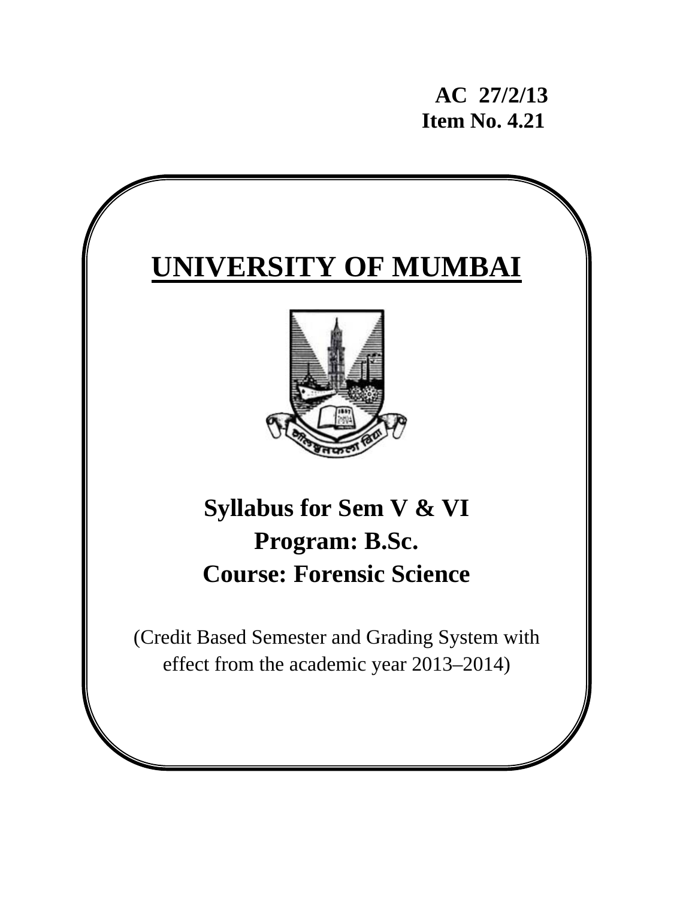**AC 27/2/13**
**Item No. 4.21**

# UNIVERSITY OF MUMBAI

## Syllabus for Sem V & VI
## Program: B.Sc.
## Course: Forensic Science

(Credit Based Semester and Grading System with effect from the academic year 2013–2014)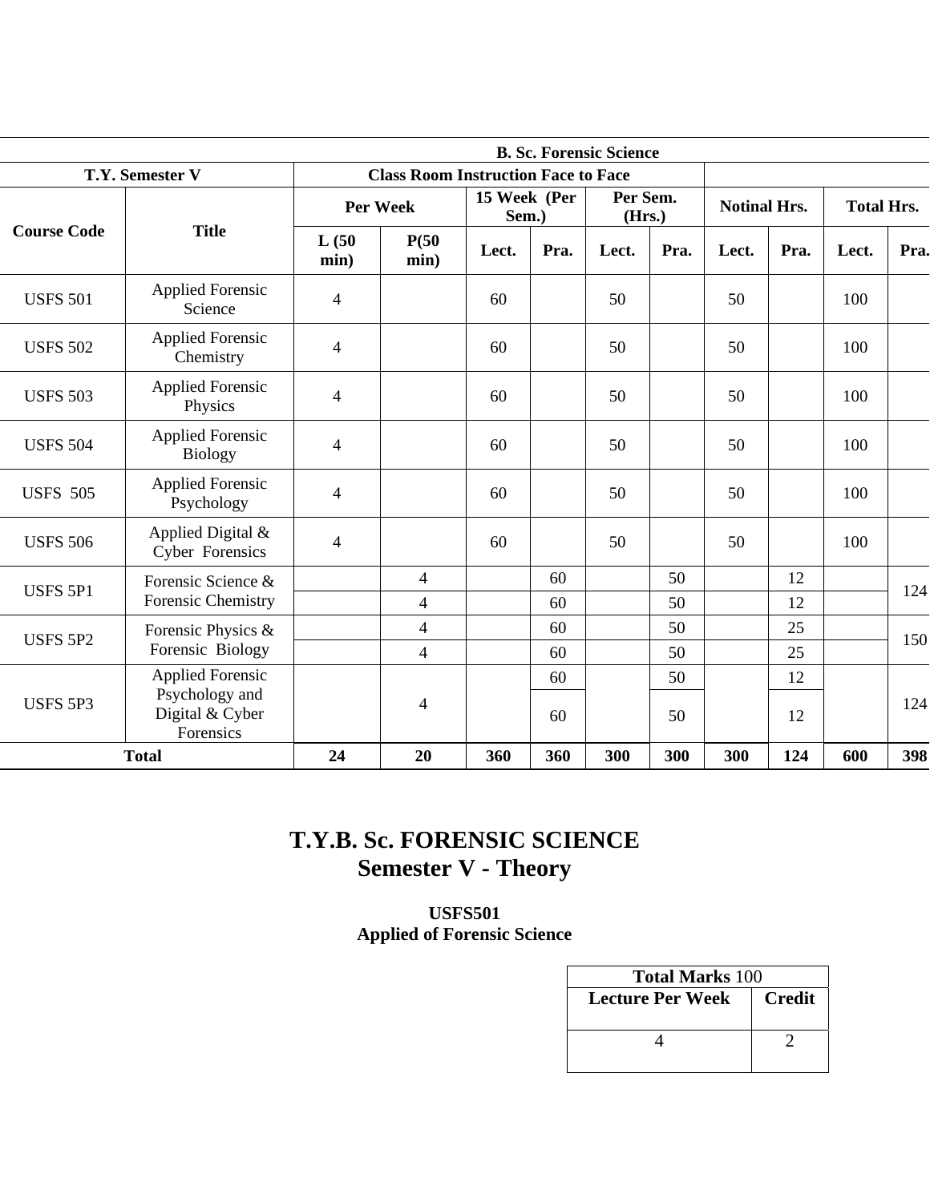| B. Sc. Forensic Science | | | | | | | | | | | |
|---|---|---|---|---|---|---|---|---|---|---|---|
| T.Y. Semester V | | Class Room Instruction Face to Face | | | | | | | | | |
| Course Code | Title | Per Week | | 15 Week (Per Sem.) | | Per Sem. (Hrs.) | | Notinal Hrs. | | Total Hrs. | |
| | | L (50 min) | P(50 min) | Lect. | Pra. | Lect. | Pra. | Lect. | Pra. | Lect. | Pra. |
| USFS 501 | Applied Forensic Science | 4 | | 60 | | 50 | | 50 | | 100 | |
| USFS 502 | Applied Forensic Chemistry | 4 | | 60 | | 50 | | 50 | | 100 | |
| USFS 503 | Applied Forensic Physics | 4 | | 60 | | 50 | | 50 | | 100 | |
| USFS 504 | Applied Forensic Biology | 4 | | 60 | | 50 | | 50 | | 100 | |
| USFS 505 | Applied Forensic Psychology | 4 | | 60 | | 50 | | 50 | | 100 | |
| USFS 506 | Applied Digital & Cyber Forensics | 4 | | 60 | | 50 | | 50 | | 100 | |
| USFS 5P1 | Forensic Science & Forensic Chemistry | | 4 | | 60 | | 50 | | 12 | | 124 |
| | | | 4 | | 60 | | 50 | | 12 | | |
| USFS 5P2 | Forensic Physics & Forensic Biology | | 4 | | 60 | | 50 | | 25 | | 150 |
| | | | 4 | | 60 | | 50 | | 25 | | |
| USFS 5P3 | Applied Forensic Psychology and Digital & Cyber Forensics | | 4 | | 60 | | 50 | | 12 | | 124 |
| | | | | | 60 | | 50 | | 12 | | |
| Total | | 24 | 20 | 360 | 360 | 300 | 300 | 300 | 124 | 600 | 398 |

# T.Y.B. Sc. FORENSIC SCIENCE
# Semester V - Theory

## USFS501
## Applied of Forensic Science

| Total Marks 100 | |
|---|---|
| Lecture Per Week | Credit |
| 4 | 2 |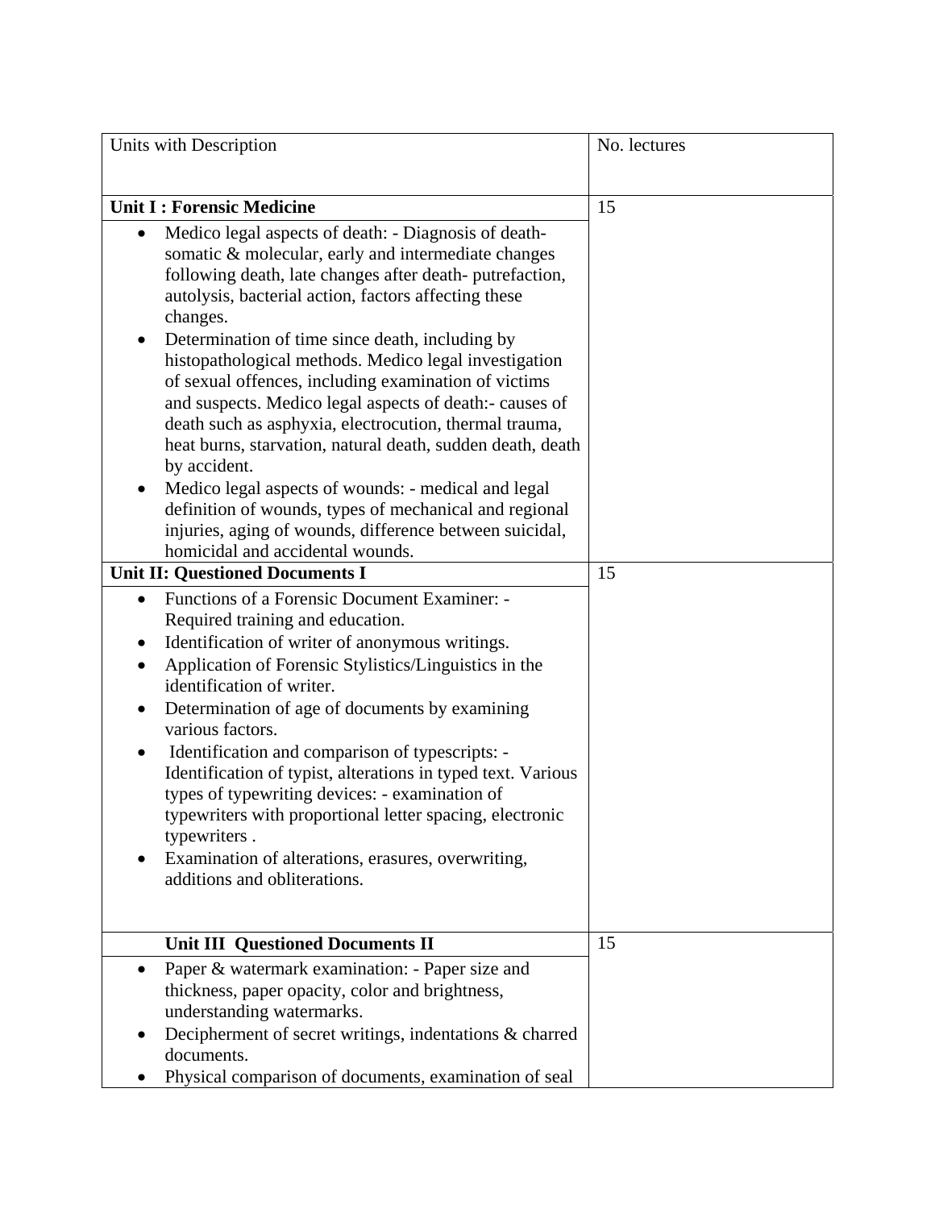| Units with Description | No. lectures |
|---|---|
| **Unit I : Forensic Medicine** | 15 |
| • Medico legal aspects of death: - Diagnosis of death- somatic & molecular, early and intermediate changes following death, late changes after death- putrefaction, autolysis, bacterial action, factors affecting these changes.<br>• Determination of time since death, including by histopathological methods. Medico legal investigation of sexual offences, including examination of victims and suspects. Medico legal aspects of death:- causes of death such as asphyxia, electrocution, thermal trauma, heat burns, starvation, natural death, sudden death, death by accident.<br>• Medico legal aspects of wounds: - medical and legal definition of wounds, types of mechanical and regional injuries, aging of wounds, difference between suicidal, homicidal and accidental wounds. | |
| **Unit II: Questioned Documents I** | 15 |
| • Functions of a Forensic Document Examiner: - Required training and education.<br>• Identification of writer of anonymous writings.<br>• Application of Forensic Stylistics/Linguistics in the identification of writer.<br>• Determination of age of documents by examining various factors.<br>• Identification and comparison of typescripts: - Identification of typist, alterations in typed text. Various types of typewriting devices: - examination of typewriters with proportional letter spacing, electronic typewriters .<br>• Examination of alterations, erasures, overwriting, additions and obliterations. | |
| **Unit III Questioned Documents II** | 15 |
| • Paper & watermark examination: - Paper size and thickness, paper opacity, color and brightness, understanding watermarks.<br>• Decipherment of secret writings, indentations & charred documents.<br>• Physical comparison of documents, examination of seal | |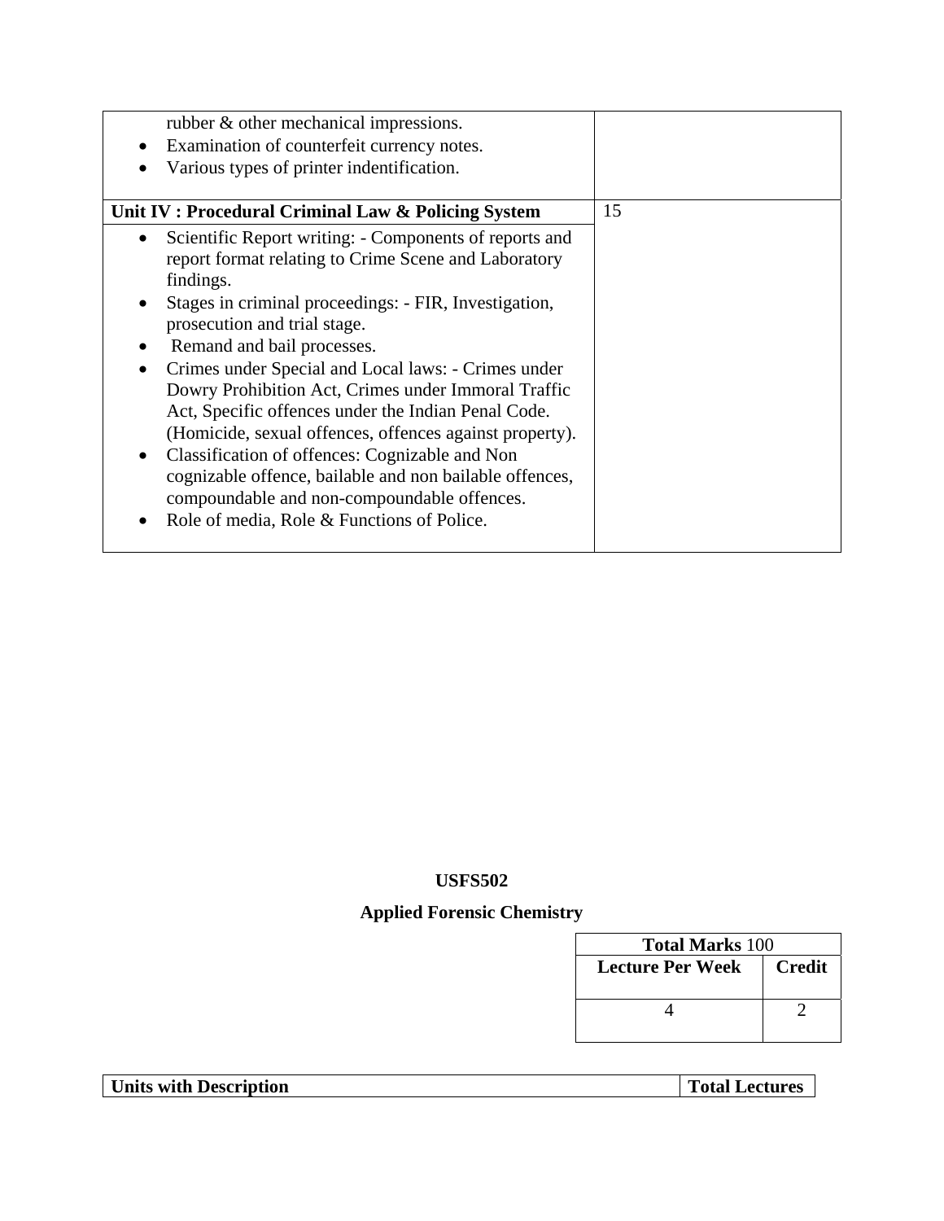| | |
|---|---|
| rubber & other mechanical impressions.<br>• Examination of counterfeit currency notes.<br>• Various types of printer indentification. | |
| **Unit IV : Procedural Criminal Law & Policing System** | 15 |
| • Scientific Report writing: - Components of reports and report format relating to Crime Scene and Laboratory findings.<br>• Stages in criminal proceedings: - FIR, Investigation, prosecution and trial stage.<br>• Remand and bail processes.<br>• Crimes under Special and Local laws: - Crimes under Dowry Prohibition Act, Crimes under Immoral Traffic Act, Specific offences under the Indian Penal Code. (Homicide, sexual offences, offences against property).<br>• Classification of offences: Cognizable and Non cognizable offence, bailable and non bailable offences, compoundable and non-compoundable offences.<br>• Role of media, Role & Functions of Police. | |

## USFS502

## Applied Forensic Chemistry

| **Total Marks** 100 | |
|---|---|
| **Lecture Per Week** | **Credit** |
| 4 | 2 |

| **Units with Description** | **Total Lectures** |
|---|---|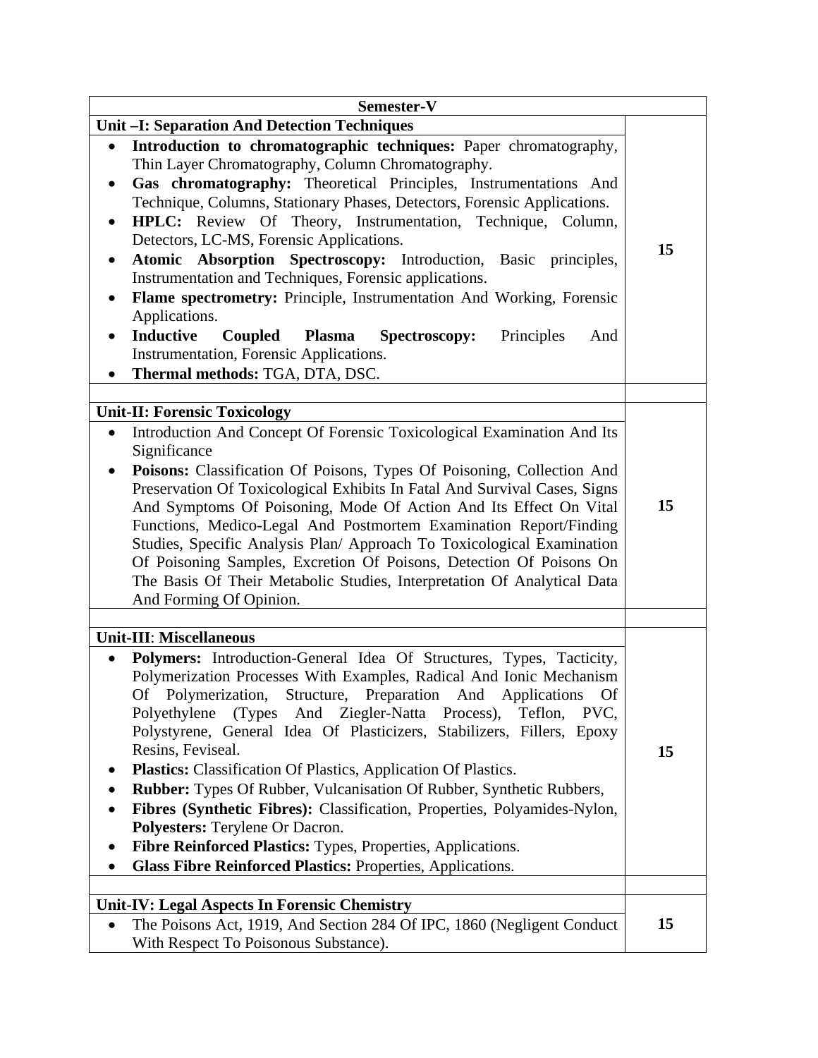| Semester-V | |
|---|---|
| **Unit –I: Separation And Detection Techniques** | |
| • **Introduction to chromatographic techniques:** Paper chromatography, Thin Layer Chromatography, Column Chromatography.<br>• **Gas chromatography:** Theoretical Principles, Instrumentations And Technique, Columns, Stationary Phases, Detectors, Forensic Applications.<br>• **HPLC:** Review Of Theory, Instrumentation, Technique, Column, Detectors, LC-MS, Forensic Applications.<br>• **Atomic Absorption Spectroscopy:** Introduction, Basic principles, Instrumentation and Techniques, Forensic applications.<br>• **Flame spectrometry:** Principle, Instrumentation And Working, Forensic Applications.<br>• **Inductive Coupled Plasma Spectroscopy:** Principles And Instrumentation, Forensic Applications.<br>• **Thermal methods:** TGA, DTA, DSC. | 15 |
| | |
| **Unit-II: Forensic Toxicology** | |
| • Introduction And Concept Of Forensic Toxicological Examination And Its Significance<br>• **Poisons:** Classification Of Poisons, Types Of Poisoning, Collection And Preservation Of Toxicological Exhibits In Fatal And Survival Cases, Signs And Symptoms Of Poisoning, Mode Of Action And Its Effect On Vital Functions, Medico-Legal And Postmortem Examination Report/Finding Studies, Specific Analysis Plan/ Approach To Toxicological Examination Of Poisoning Samples, Excretion Of Poisons, Detection Of Poisons On The Basis Of Their Metabolic Studies, Interpretation Of Analytical Data And Forming Of Opinion. | 15 |
| | |
| **Unit-III: Miscellaneous** | |
| • **Polymers:** Introduction-General Idea Of Structures, Types, Tacticity, Polymerization Processes With Examples, Radical And Ionic Mechanism Of Polymerization, Structure, Preparation And Applications Of Polyethylene (Types And Ziegler-Natta Process), Teflon, PVC, Polystyrene, General Idea Of Plasticizers, Stabilizers, Fillers, Epoxy Resins, Feviseal.<br>• **Plastics:** Classification Of Plastics, Application Of Plastics.<br>• **Rubber:** Types Of Rubber, Vulcanisation Of Rubber, Synthetic Rubbers,<br>• **Fibres (Synthetic Fibres):** Classification, Properties, Polyamides-Nylon, **Polyesters:** Terylene Or Dacron.<br>• **Fibre Reinforced Plastics:** Types, Properties, Applications.<br>• **Glass Fibre Reinforced Plastics:** Properties, Applications. | 15 |
| | |
| **Unit-IV: Legal Aspects In Forensic Chemistry** | |
| • The Poisons Act, 1919, And Section 284 Of IPC, 1860 (Negligent Conduct With Respect To Poisonous Substance). | 15 |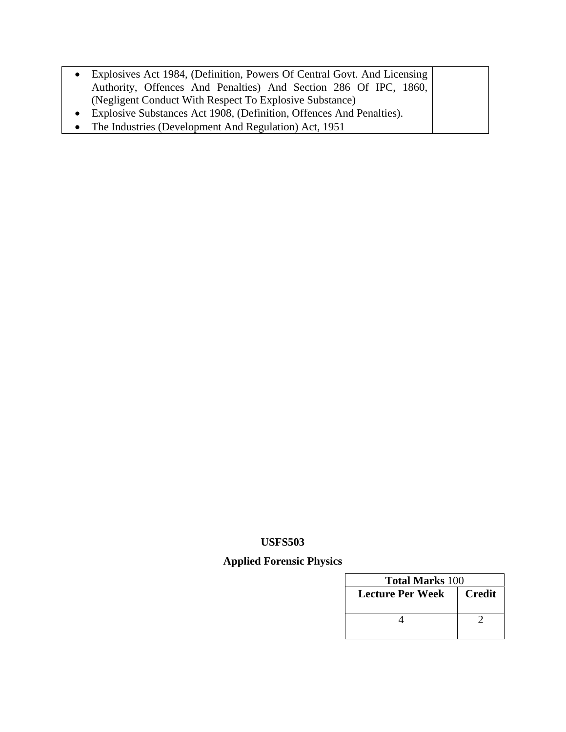| • Explosives Act 1984, (Definition, Powers Of Central Govt. And Licensing Authority, Offences And Penalties) And Section 286 Of IPC, 1860, (Negligent Conduct With Respect To Explosive Substance)<br>• Explosive Substances Act 1908, (Definition, Offences And Penalties).<br>• The Industries (Development And Regulation) Act, 1951 | |
|---|---|

**USFS503**

**Applied Forensic Physics**

| **Total Marks** 100 | |
|---|---|
| **Lecture Per Week** | **Credit** |
| 4 | 2 |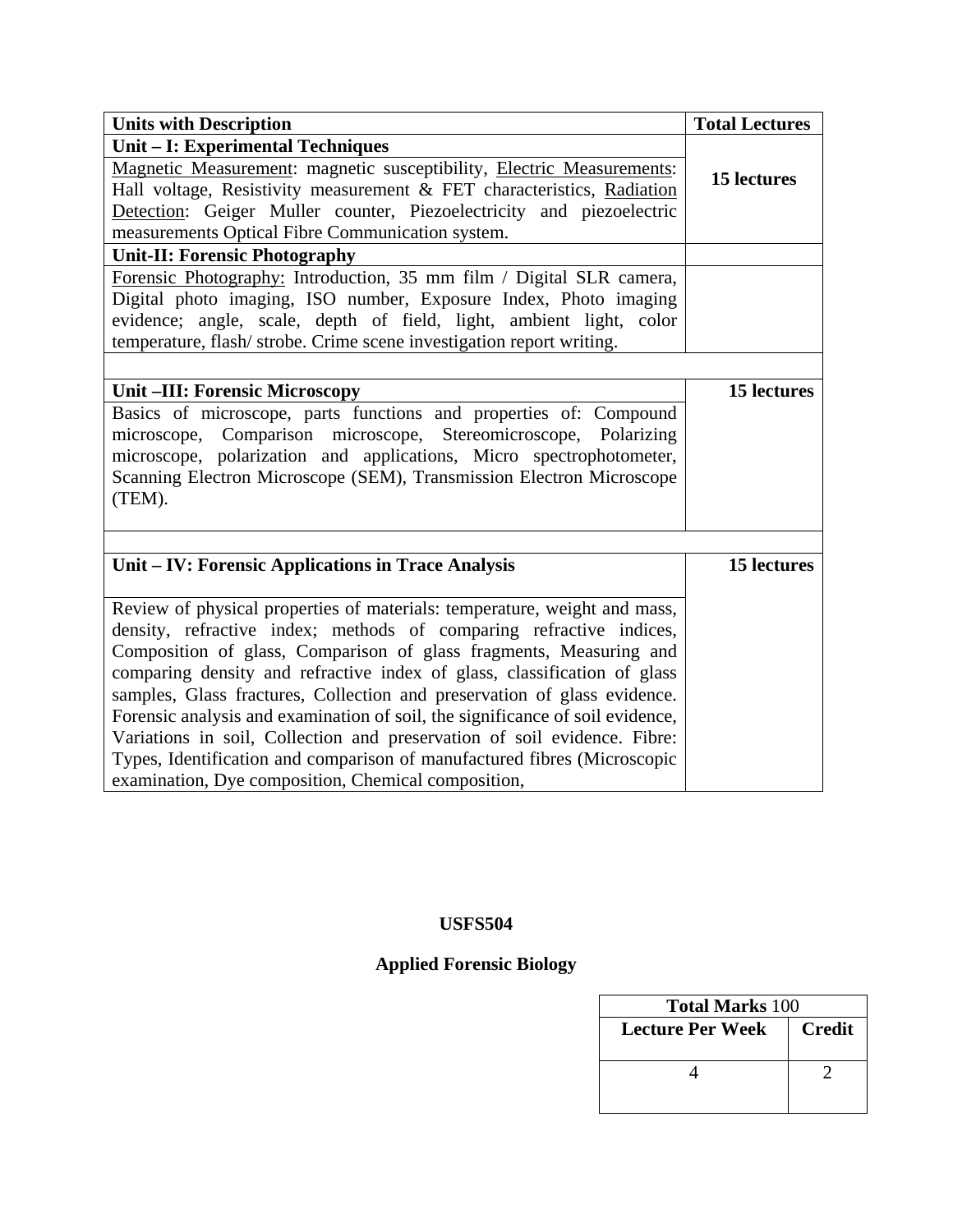| Units with Description | Total Lectures |
|---|---|
| **Unit – I: Experimental Techniques** | **15 lectures** |
| Magnetic Measurement: magnetic susceptibility, Electric Measurements: Hall voltage, Resistivity measurement & FET characteristics, Radiation Detection: Geiger Muller counter, Piezoelectricity and piezoelectric measurements Optical Fibre Communication system. | |
| **Unit-II: Forensic Photography** | |
| Forensic Photography: Introduction, 35 mm film / Digital SLR camera, Digital photo imaging, ISO number, Exposure Index, Photo imaging evidence; angle, scale, depth of field, light, ambient light, color temperature, flash/ strobe. Crime scene investigation report writing. | |
| | |
| **Unit –III: Forensic Microscopy** | **15 lectures** |
| Basics of microscope, parts functions and properties of: Compound microscope, Comparison microscope, Stereomicroscope, Polarizing microscope, polarization and applications, Micro spectrophotometer, Scanning Electron Microscope (SEM), Transmission Electron Microscope (TEM). | |
| | |
| **Unit – IV: Forensic Applications in Trace Analysis** | **15 lectures** |
| Review of physical properties of materials: temperature, weight and mass, density, refractive index; methods of comparing refractive indices, Composition of glass, Comparison of glass fragments, Measuring and comparing density and refractive index of glass, classification of glass samples, Glass fractures, Collection and preservation of glass evidence. Forensic analysis and examination of soil, the significance of soil evidence, Variations in soil, Collection and preservation of soil evidence. Fibre: Types, Identification and comparison of manufactured fibres (Microscopic examination, Dye composition, Chemical composition, | |

**USFS504**

**Applied Forensic Biology**

| **Total Marks** 100 | |
|---|---|
| **Lecture Per Week** | **Credit** |
| 4 | 2 |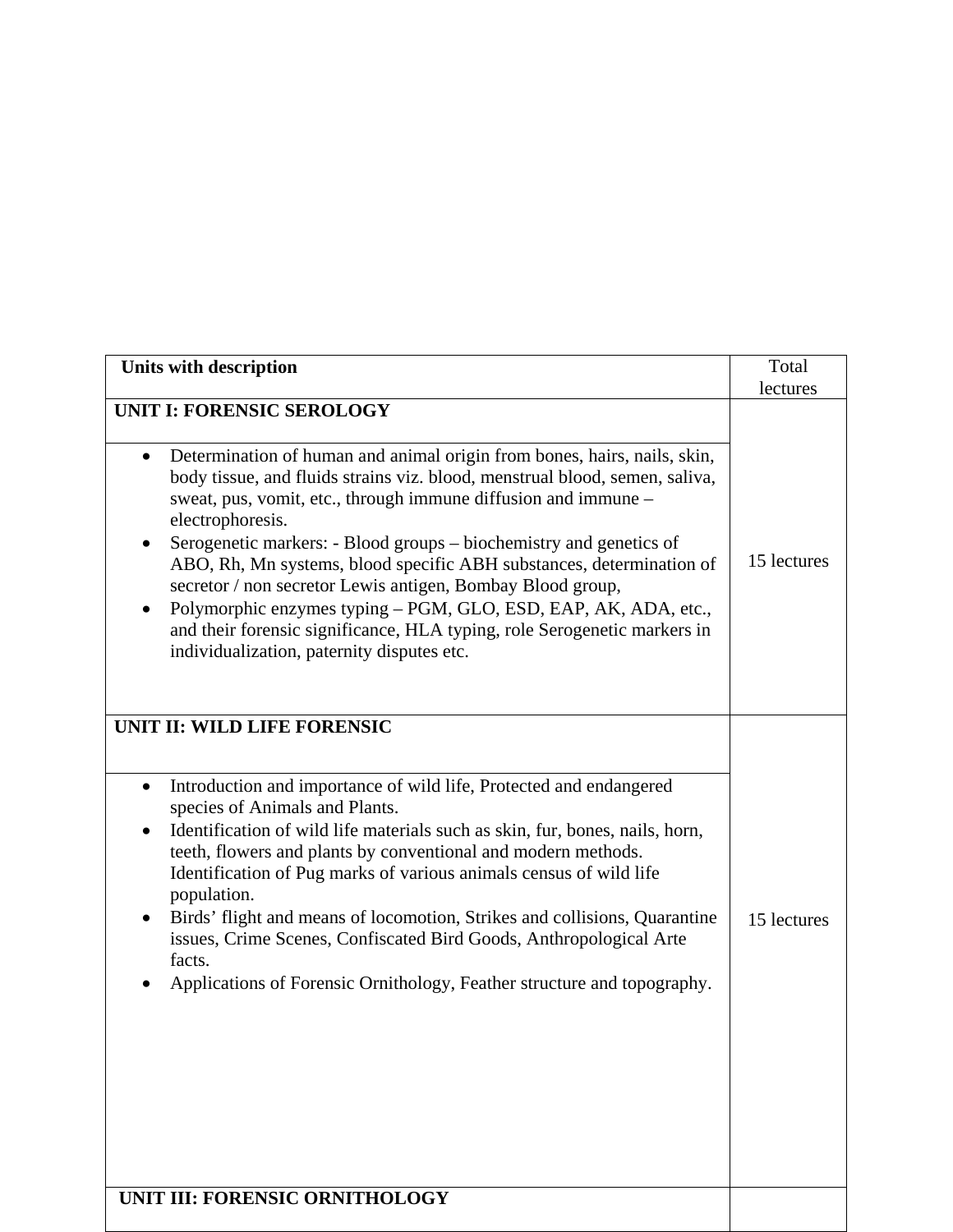| Units with description | Total lectures |
|---|---|
| **UNIT I: FORENSIC SEROLOGY** | 15 lectures |
| • Determination of human and animal origin from bones, hairs, nails, skin, body tissue, and fluids strains viz. blood, menstrual blood, semen, saliva, sweat, pus, vomit, etc., through immune diffusion and immune – electrophoresis.<br>• Serogenetic markers: - Blood groups – biochemistry and genetics of ABO, Rh, Mn systems, blood specific ABH substances, determination of secretor / non secretor Lewis antigen, Bombay Blood group,<br>• Polymorphic enzymes typing – PGM, GLO, ESD, EAP, AK, ADA, etc., and their forensic significance, HLA typing, role Serogenetic markers in individualization, paternity disputes etc. | |
| **UNIT II: WILD LIFE FORENSIC** | 15 lectures |
| • Introduction and importance of wild life, Protected and endangered species of Animals and Plants.<br>• Identification of wild life materials such as skin, fur, bones, nails, horn, teeth, flowers and plants by conventional and modern methods. Identification of Pug marks of various animals census of wild life population.<br>• Birds' flight and means of locomotion, Strikes and collisions, Quarantine issues, Crime Scenes, Confiscated Bird Goods, Anthropological Arte facts.<br>• Applications of Forensic Ornithology, Feather structure and topography. | |
| **UNIT III: FORENSIC ORNITHOLOGY** | |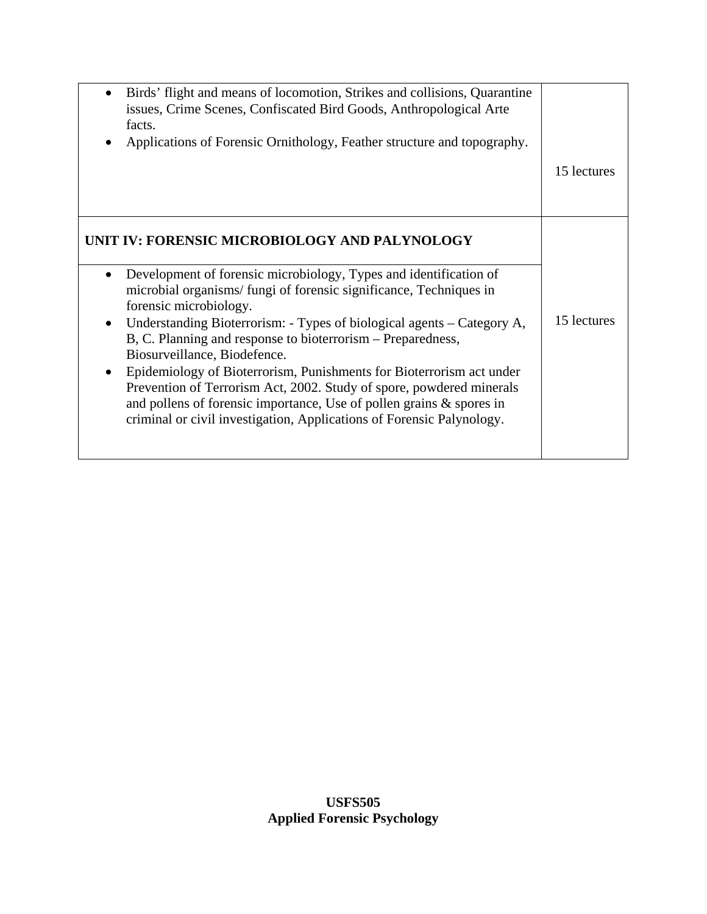| | |
|---|---|
| • Birds' flight and means of locomotion, Strikes and collisions, Quarantine issues, Crime Scenes, Confiscated Bird Goods, Anthropological Arte facts.<br>• Applications of Forensic Ornithology, Feather structure and topography. | 15 lectures |
| **UNIT IV: FORENSIC MICROBIOLOGY AND PALYNOLOGY** | |
| • Development of forensic microbiology, Types and identification of microbial organisms/ fungi of forensic significance, Techniques in forensic microbiology.<br>• Understanding Bioterrorism: - Types of biological agents – Category A, B, C. Planning and response to bioterrorism – Preparedness, Biosurveillance, Biodefence.<br>• Epidemiology of Bioterrorism, Punishments for Bioterrorism act under Prevention of Terrorism Act, 2002. Study of spore, powdered minerals and pollens of forensic importance, Use of pollen grains & spores in criminal or civil investigation, Applications of Forensic Palynology. | 15 lectures |

**USFS505**
**Applied Forensic Psychology**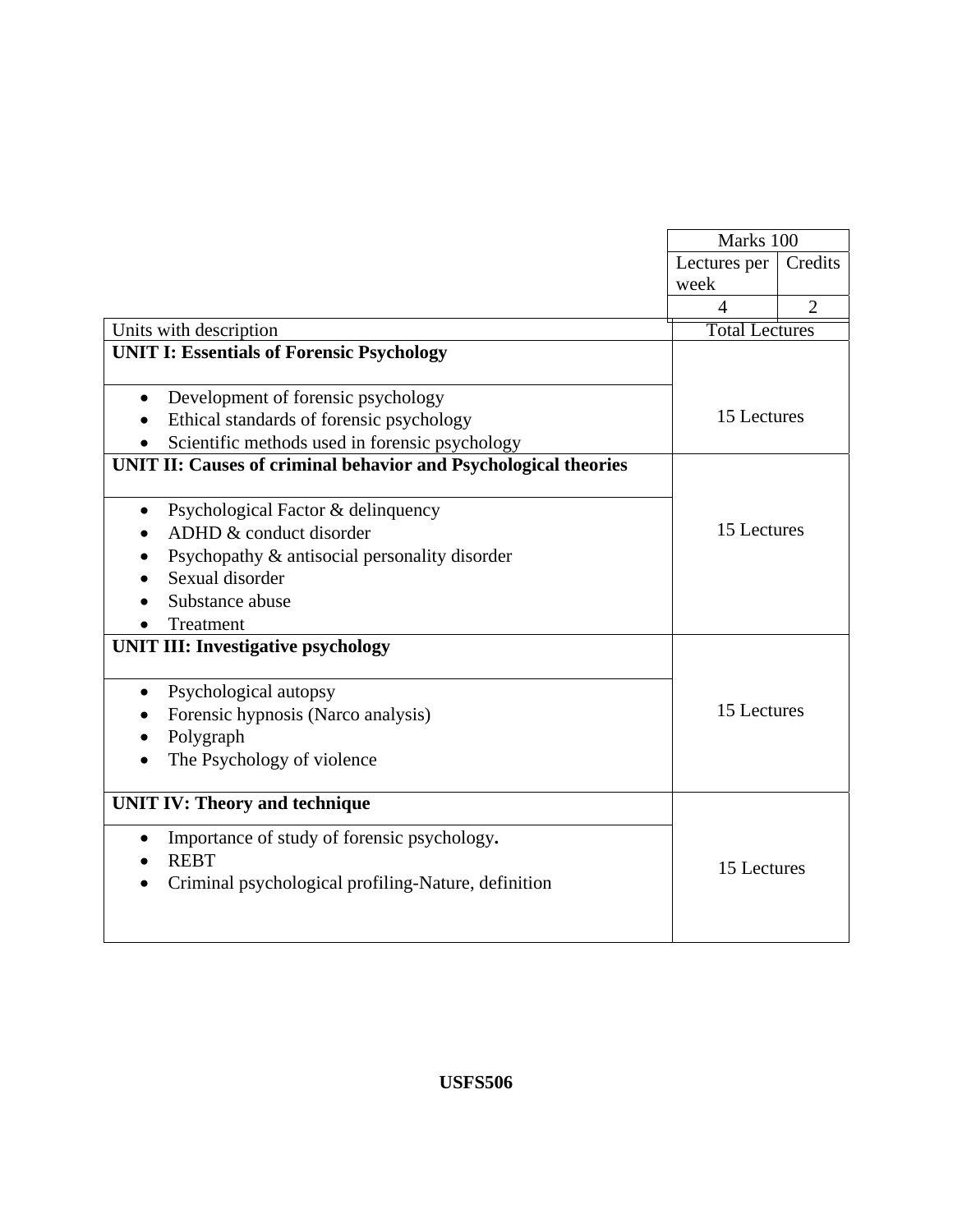| | Marks 100 | |
|---|---|---|
| | Lectures per week | Credits |
| | 4 | 2 |

| Units with description | Total Lectures |
|---|---|
| **UNIT I: Essentials of Forensic Psychology** | 15 Lectures |
| • Development of forensic psychology<br>• Ethical standards of forensic psychology<br>• Scientific methods used in forensic psychology | |
| **UNIT II: Causes of criminal behavior and Psychological theories** | 15 Lectures |
| • Psychological Factor & delinquency<br>• ADHD & conduct disorder<br>• Psychopathy & antisocial personality disorder<br>• Sexual disorder<br>• Substance abuse<br>• Treatment | |
| **UNIT III: Investigative psychology** | 15 Lectures |
| • Psychological autopsy<br>• Forensic hypnosis (Narco analysis)<br>• Polygraph<br>• The Psychology of violence | |
| **UNIT IV: Theory and technique** | 15 Lectures |
| • Importance of study of forensic psychology**.**<br>• REBT<br>• Criminal psychological profiling-Nature, definition | |

**USFS506**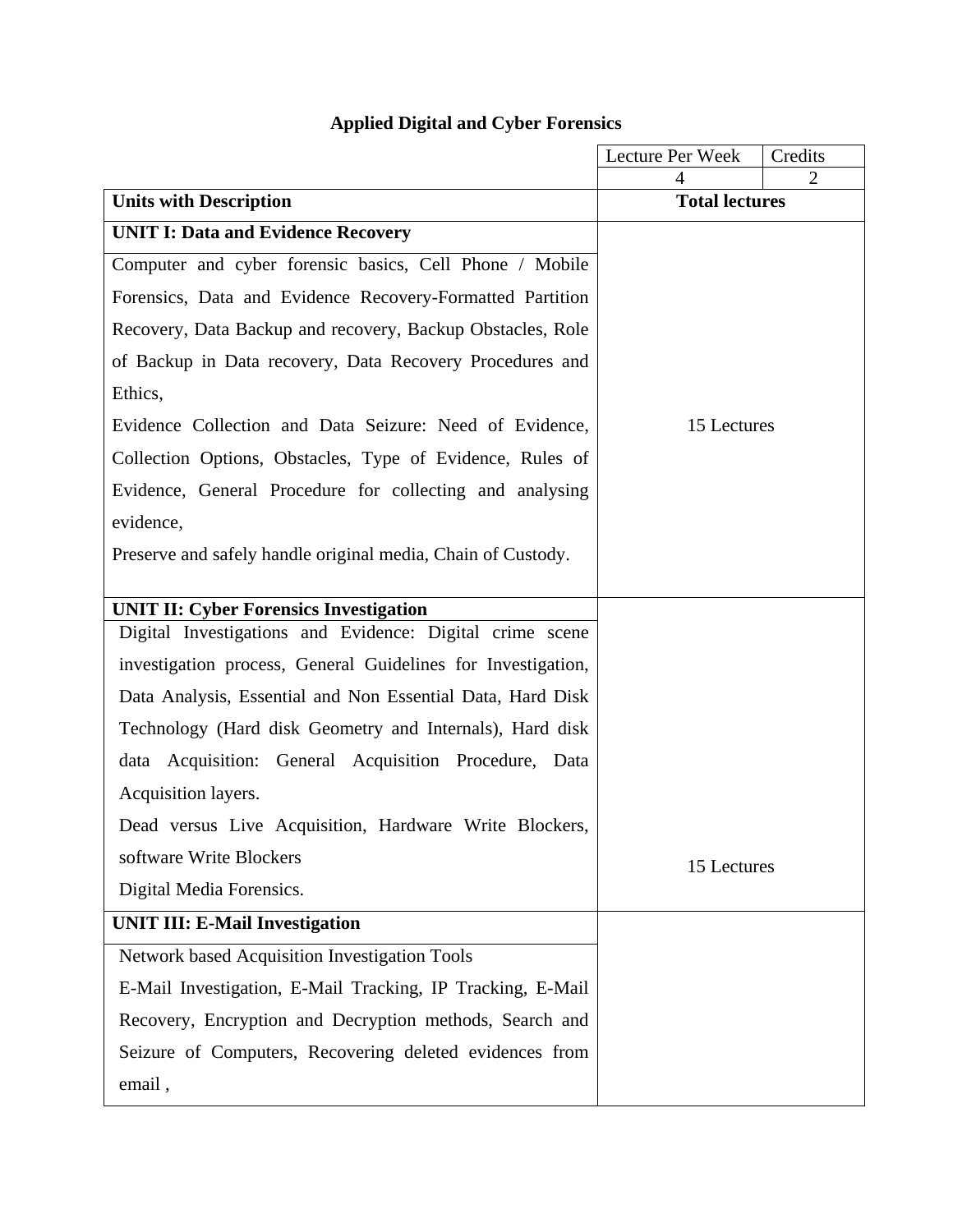## Applied Digital and Cyber Forensics

| | Lecture Per Week | Credits |
|---|---|---|
| | 4 | 2 |
| **Units with Description** | **Total lectures** | |
| **UNIT I: Data and Evidence Recovery**<br>Computer and cyber forensic basics, Cell Phone / Mobile Forensics, Data and Evidence Recovery-Formatted Partition Recovery, Data Backup and recovery, Backup Obstacles, Role of Backup in Data recovery, Data Recovery Procedures and Ethics,<br>Evidence Collection and Data Seizure: Need of Evidence, Collection Options, Obstacles, Type of Evidence, Rules of Evidence, General Procedure for collecting and analysing evidence,<br>Preserve and safely handle original media, Chain of Custody. | 15 Lectures | |
| **UNIT II: Cyber Forensics Investigation**<br>Digital Investigations and Evidence: Digital crime scene investigation process, General Guidelines for Investigation, Data Analysis, Essential and Non Essential Data, Hard Disk Technology (Hard disk Geometry and Internals), Hard disk data Acquisition: General Acquisition Procedure, Data Acquisition layers.<br>Dead versus Live Acquisition, Hardware Write Blockers, software Write Blockers<br>Digital Media Forensics. | 15 Lectures | |
| **UNIT III: E-Mail Investigation**<br>Network based Acquisition Investigation Tools<br>E-Mail Investigation, E-Mail Tracking, IP Tracking, E-Mail Recovery, Encryption and Decryption methods, Search and Seizure of Computers, Recovering deleted evidences from email , | | |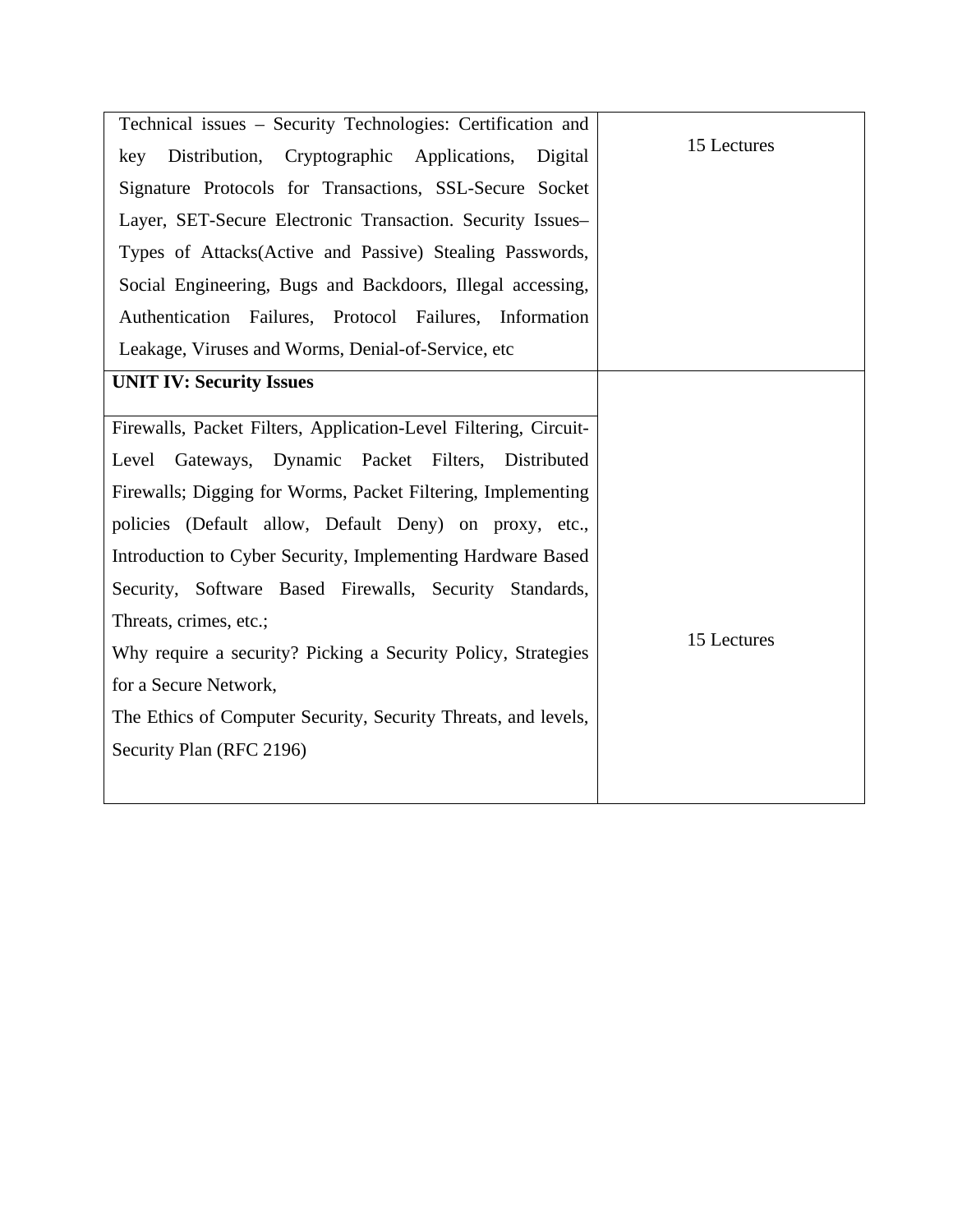| Technical issues – Security Technologies: Certification and key Distribution, Cryptographic Applications, Digital Signature Protocols for Transactions, SSL-Secure Socket Layer, SET-Secure Electronic Transaction. Security Issues– Types of Attacks(Active and Passive) Stealing Passwords, Social Engineering, Bugs and Backdoors, Illegal accessing, Authentication Failures, Protocol Failures, Information Leakage, Viruses and Worms, Denial-of-Service, etc | 15 Lectures |
| --- | --- |
| **UNIT IV: Security Issues**<br><br>Firewalls, Packet Filters, Application-Level Filtering, Circuit-Level Gateways, Dynamic Packet Filters, Distributed Firewalls; Digging for Worms, Packet Filtering, Implementing policies (Default allow, Default Deny) on proxy, etc., Introduction to Cyber Security, Implementing Hardware Based Security, Software Based Firewalls, Security Standards, Threats, crimes, etc.;<br>Why require a security? Picking a Security Policy, Strategies for a Secure Network,<br>The Ethics of Computer Security, Security Threats, and levels, Security Plan (RFC 2196) | 15 Lectures |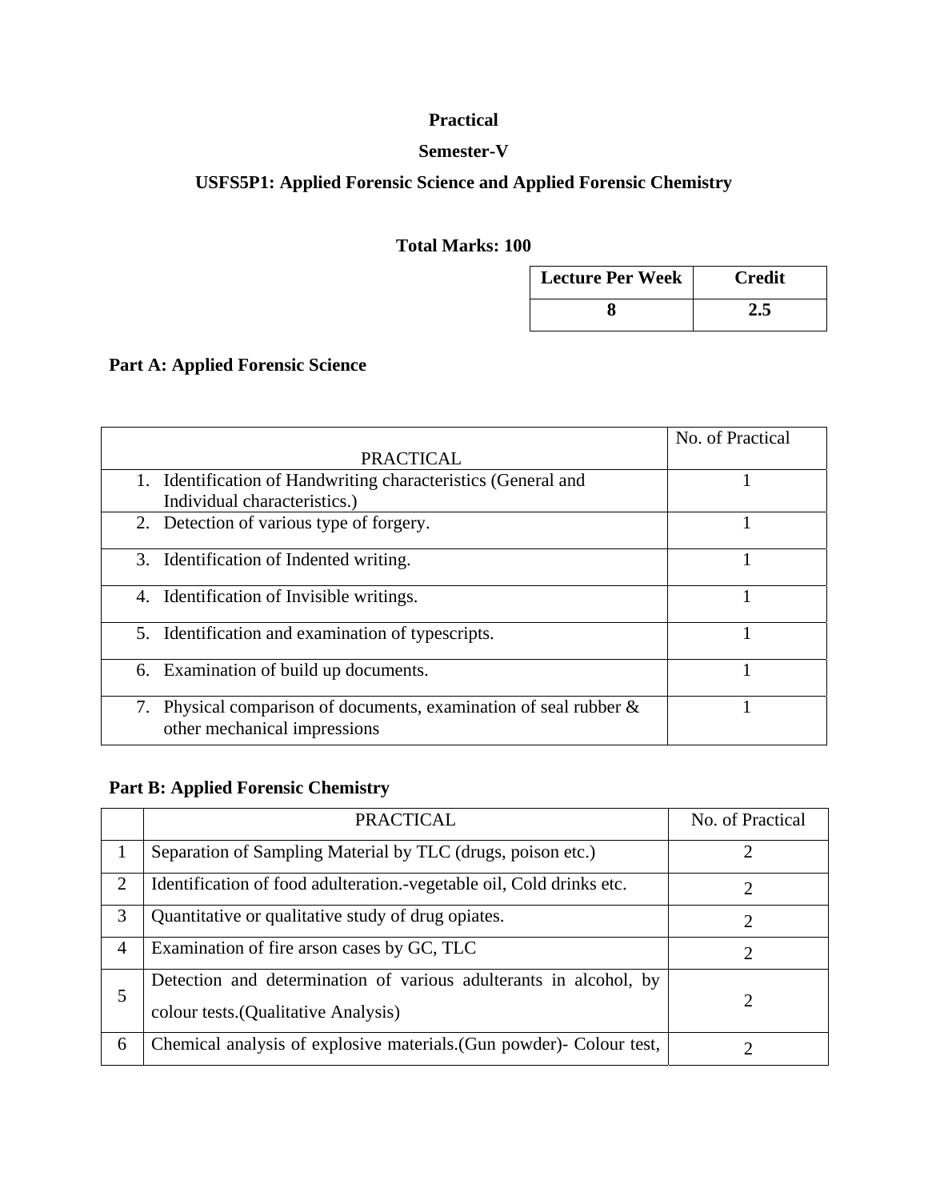**Practical**

**Semester-V**

**USFS5P1: Applied Forensic Science and Applied Forensic Chemistry**

**Total Marks: 100**

| Lecture Per Week | Credit |
|---|---|
| 8 | 2.5 |

**Part A: Applied Forensic Science**

| PRACTICAL | No. of Practical |
|---|---|
| 1. Identification of Handwriting characteristics (General and Individual characteristics.) | 1 |
| 2. Detection of various type of forgery. | 1 |
| 3. Identification of Indented writing. | 1 |
| 4. Identification of Invisible writings. | 1 |
| 5. Identification and examination of typescripts. | 1 |
| 6. Examination of build up documents. | 1 |
| 7. Physical comparison of documents, examination of seal rubber & other mechanical impressions | 1 |

**Part B: Applied Forensic Chemistry**

| | PRACTICAL | No. of Practical |
|---|---|---|
| 1 | Separation of Sampling Material by TLC (drugs, poison etc.) | 2 |
| 2 | Identification of food adulteration.-vegetable oil, Cold drinks etc. | 2 |
| 3 | Quantitative or qualitative study of drug opiates. | 2 |
| 4 | Examination of fire arson cases by GC, TLC | 2 |
| 5 | Detection and determination of various adulterants in alcohol, by colour tests.(Qualitative Analysis) | 2 |
| 6 | Chemical analysis of explosive materials.(Gun powder)- Colour test, | 2 |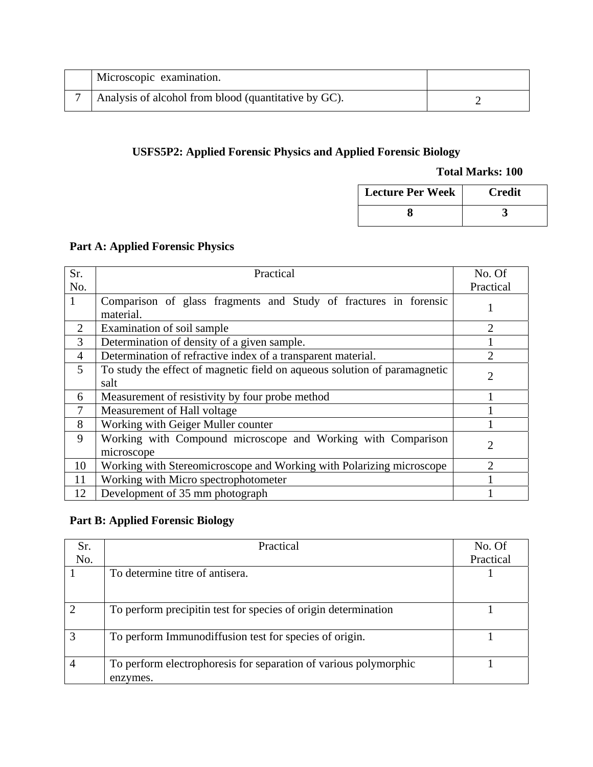|   | Microscopic examination. |   |
|---|---|---|
| 7 | Analysis of alcohol from blood (quantitative by GC). | 2 |

**USFS5P2: Applied Forensic Physics and Applied Forensic Biology**

**Total Marks: 100**

| Lecture Per Week | Credit |
|---|---|
| 8 | 3 |

**Part A: Applied Forensic Physics**

| Sr. No. | Practical | No. Of Practical |
|---|---|---|
| 1 | Comparison of glass fragments and Study of fractures in forensic material. | 1 |
| 2 | Examination of soil sample | 2 |
| 3 | Determination of density of a given sample. | 1 |
| 4 | Determination of refractive index of a transparent material. | 2 |
| 5 | To study the effect of magnetic field on aqueous solution of paramagnetic salt | 2 |
| 6 | Measurement of resistivity by four probe method | 1 |
| 7 | Measurement of Hall voltage | 1 |
| 8 | Working with Geiger Muller counter | 1 |
| 9 | Working with Compound microscope and Working with Comparison microscope | 2 |
| 10 | Working with Stereomicroscope and Working with Polarizing microscope | 2 |
| 11 | Working with Micro spectrophotometer | 1 |
| 12 | Development of 35 mm photograph | 1 |

**Part B: Applied Forensic Biology**

| Sr. No. | Practical | No. Of Practical |
|---|---|---|
| 1 | To determine titre of antisera. | 1 |
| 2 | To perform precipitin test for species of origin determination | 1 |
| 3 | To perform Immunodiffusion test for species of origin. | 1 |
| 4 | To perform electrophoresis for separation of various polymorphic enzymes. | 1 |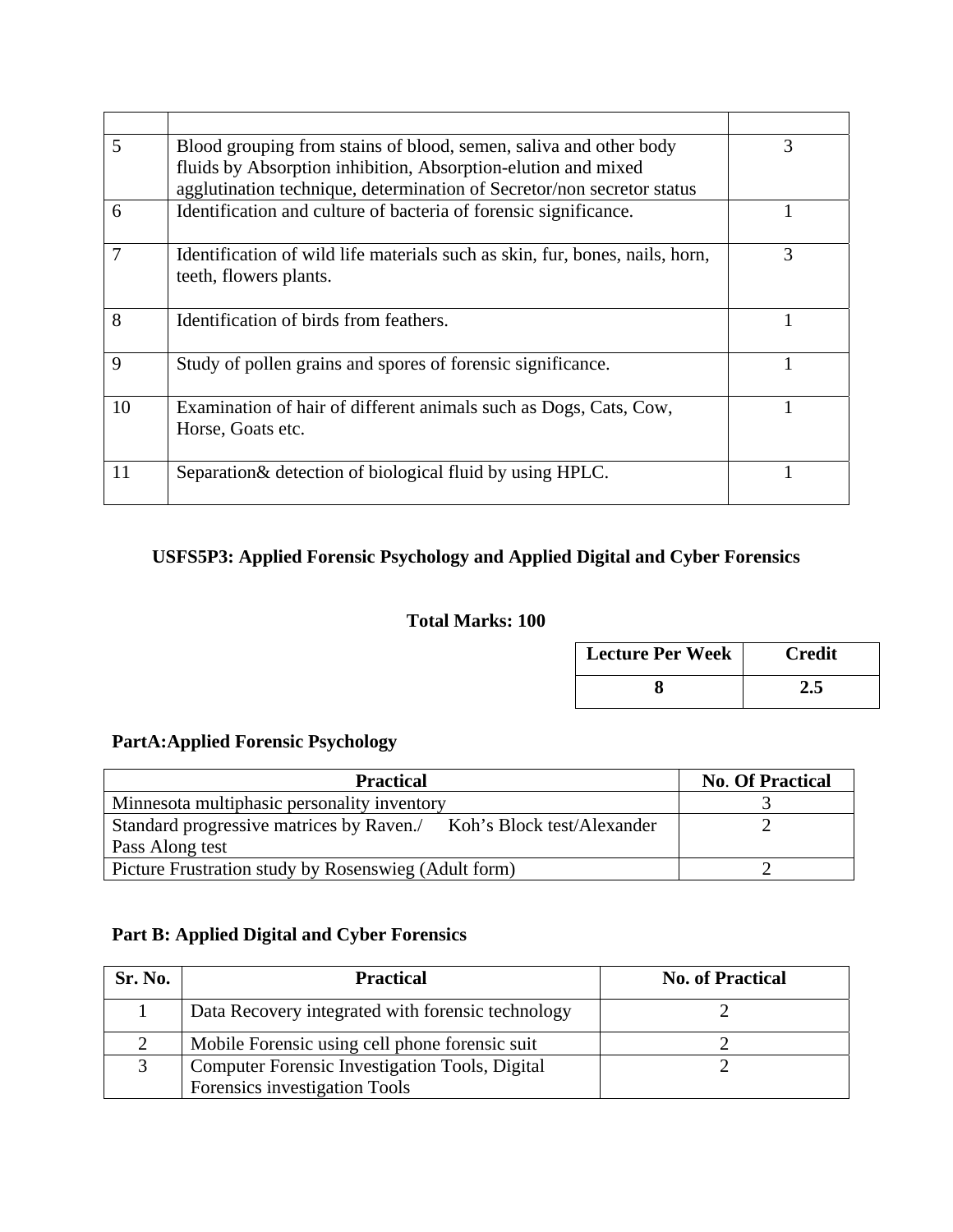| | | |
|---|---|---|
| 5 | Blood grouping from stains of blood, semen, saliva and other body fluids by Absorption inhibition, Absorption-elution and mixed agglutination technique, determination of Secretor/non secretor status | 3 |
| 6 | Identification and culture of bacteria of forensic significance. | 1 |
| 7 | Identification of wild life materials such as skin, fur, bones, nails, horn, teeth, flowers plants. | 3 |
| 8 | Identification of birds from feathers. | 1 |
| 9 | Study of pollen grains and spores of forensic significance. | 1 |
| 10 | Examination of hair of different animals such as Dogs, Cats, Cow, Horse, Goats etc. | 1 |
| 11 | Separation& detection of biological fluid by using HPLC. | 1 |

**USFS5P3: Applied Forensic Psychology and Applied Digital and Cyber Forensics**

**Total Marks: 100**

| Lecture Per Week | Credit |
|---|---|
| 8 | 2.5 |

**PartA:Applied Forensic Psychology**

| Practical | No. Of Practical |
|---|---|
| Minnesota multiphasic personality inventory | 3 |
| Standard progressive matrices by Raven./ Koh's Block test/Alexander Pass Along test | 2 |
| Picture Frustration study by Rosenswieg (Adult form) | 2 |

**Part B: Applied Digital and Cyber Forensics**

| Sr. No. | Practical | No. of Practical |
|---|---|---|
| 1 | Data Recovery integrated with forensic technology | 2 |
| 2 | Mobile Forensic using cell phone forensic suit | 2 |
| 3 | Computer Forensic Investigation Tools, Digital Forensics investigation Tools | 2 |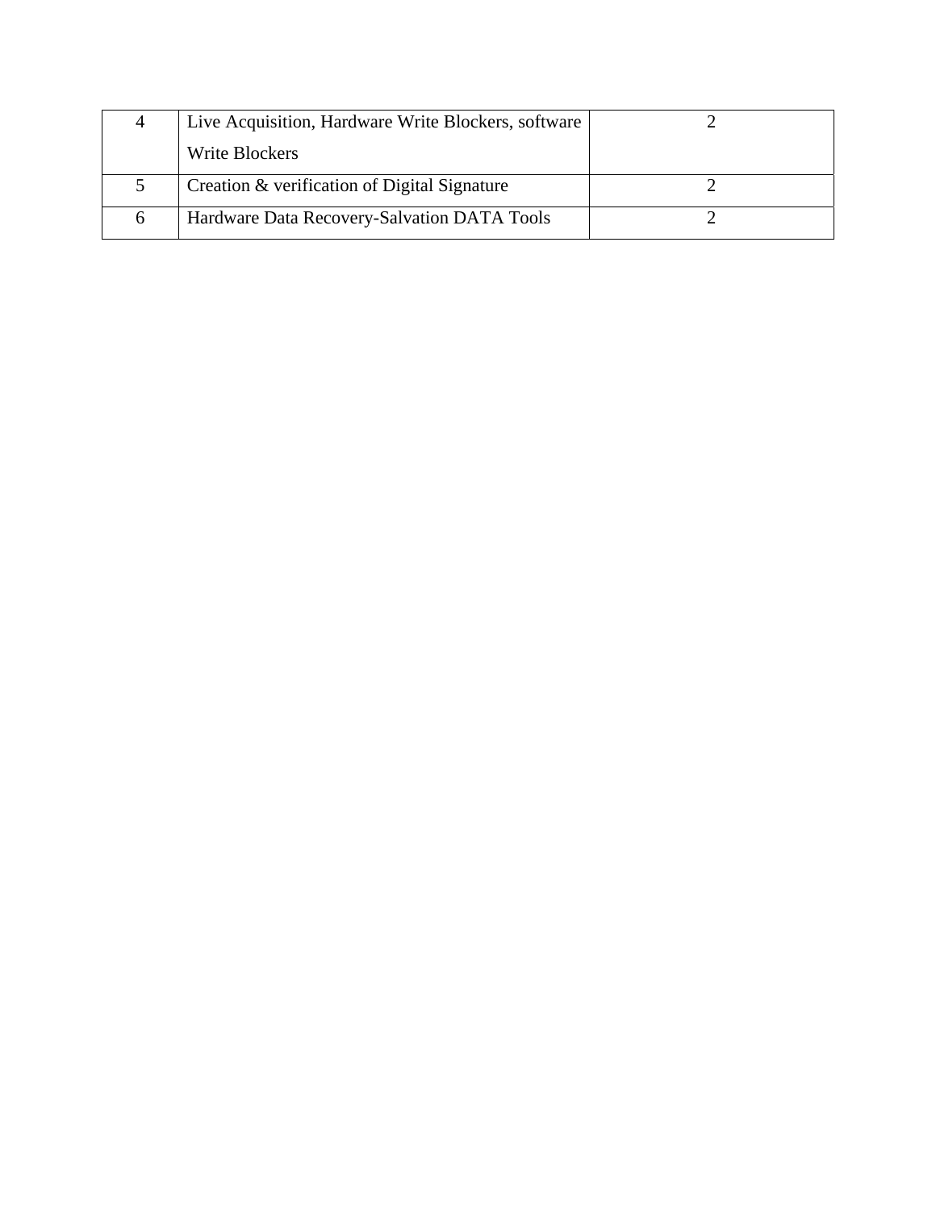| | | |
|---|---|---|
| 4 | Live Acquisition, Hardware Write Blockers, software Write Blockers | 2 |
| 5 | Creation & verification of Digital Signature | 2 |
| 6 | Hardware Data Recovery-Salvation DATA Tools | 2 |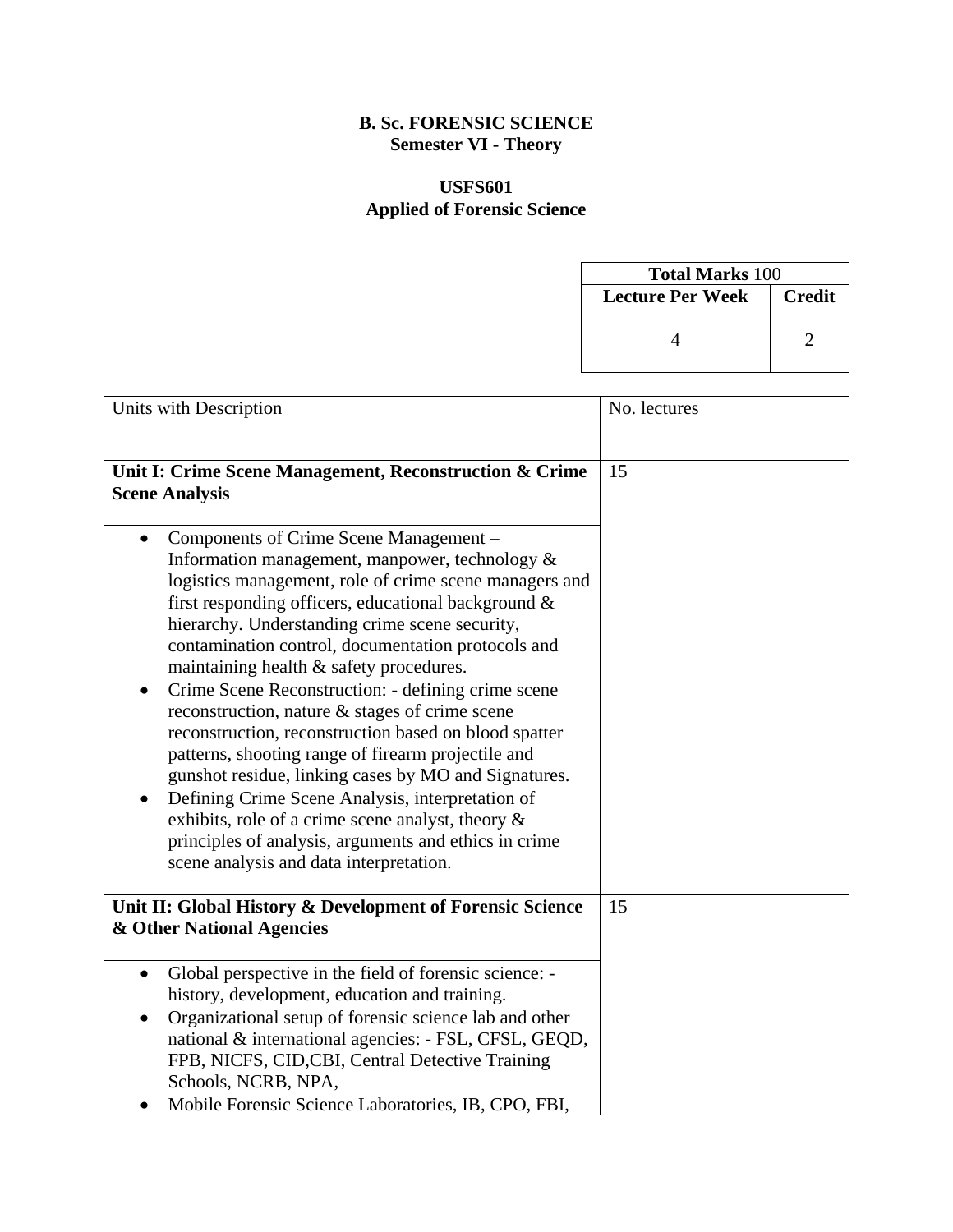**B. Sc. FORENSIC SCIENCE**
**Semester VI - Theory**

**USFS601**
**Applied of Forensic Science**

| **Total Marks** 100 | |
|---|---|
| **Lecture Per Week** | **Credit** |
| 4 | 2 |

| Units with Description | No. lectures |
|---|---|
| **Unit I: Crime Scene Management, Reconstruction & Crime Scene Analysis** | 15 |
| • Components of Crime Scene Management – Information management, manpower, technology & logistics management, role of crime scene managers and first responding officers, educational background & hierarchy. Understanding crime scene security, contamination control, documentation protocols and maintaining health & safety procedures.<br>• Crime Scene Reconstruction: - defining crime scene reconstruction, nature & stages of crime scene reconstruction, reconstruction based on blood spatter patterns, shooting range of firearm projectile and gunshot residue, linking cases by MO and Signatures.<br>• Defining Crime Scene Analysis, interpretation of exhibits, role of a crime scene analyst, theory & principles of analysis, arguments and ethics in crime scene analysis and data interpretation. | |
| **Unit II: Global History & Development of Forensic Science & Other National Agencies** | 15 |
| • Global perspective in the field of forensic science: - history, development, education and training.<br>• Organizational setup of forensic science lab and other national & international agencies: - FSL, CFSL, GEQD, FPB, NICFS, CID,CBI, Central Detective Training Schools, NCRB, NPA,<br>• Mobile Forensic Science Laboratories, IB, CPO, FBI, | |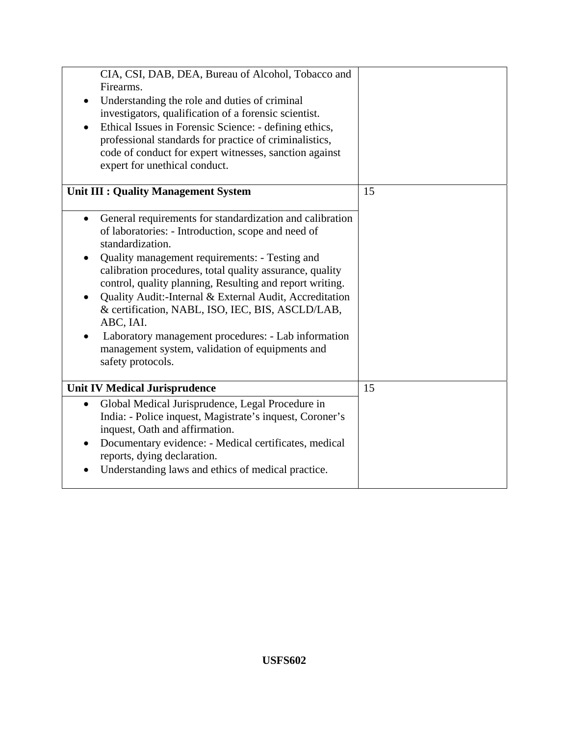| | |
|---|---|
| CIA, CSI, DAB, DEA, Bureau of Alcohol, Tobacco and Firearms.<br>• Understanding the role and duties of criminal investigators, qualification of a forensic scientist.<br>• Ethical Issues in Forensic Science: - defining ethics, professional standards for practice of criminalistics, code of conduct for expert witnesses, sanction against expert for unethical conduct. | |
| **Unit III : Quality Management System** | 15 |
| • General requirements for standardization and calibration of laboratories: - Introduction, scope and need of standardization.<br>• Quality management requirements: - Testing and calibration procedures, total quality assurance, quality control, quality planning, Resulting and report writing.<br>• Quality Audit:-Internal & External Audit, Accreditation & certification, NABL, ISO, IEC, BIS, ASCLD/LAB, ABC, IAI.<br>• Laboratory management procedures: - Lab information management system, validation of equipments and safety protocols. | |
| **Unit IV Medical Jurisprudence** | 15 |
| • Global Medical Jurisprudence, Legal Procedure in India: - Police inquest, Magistrate's inquest, Coroner's inquest, Oath and affirmation.<br>• Documentary evidence: - Medical certificates, medical reports, dying declaration.<br>• Understanding laws and ethics of medical practice. | |

**USFS602**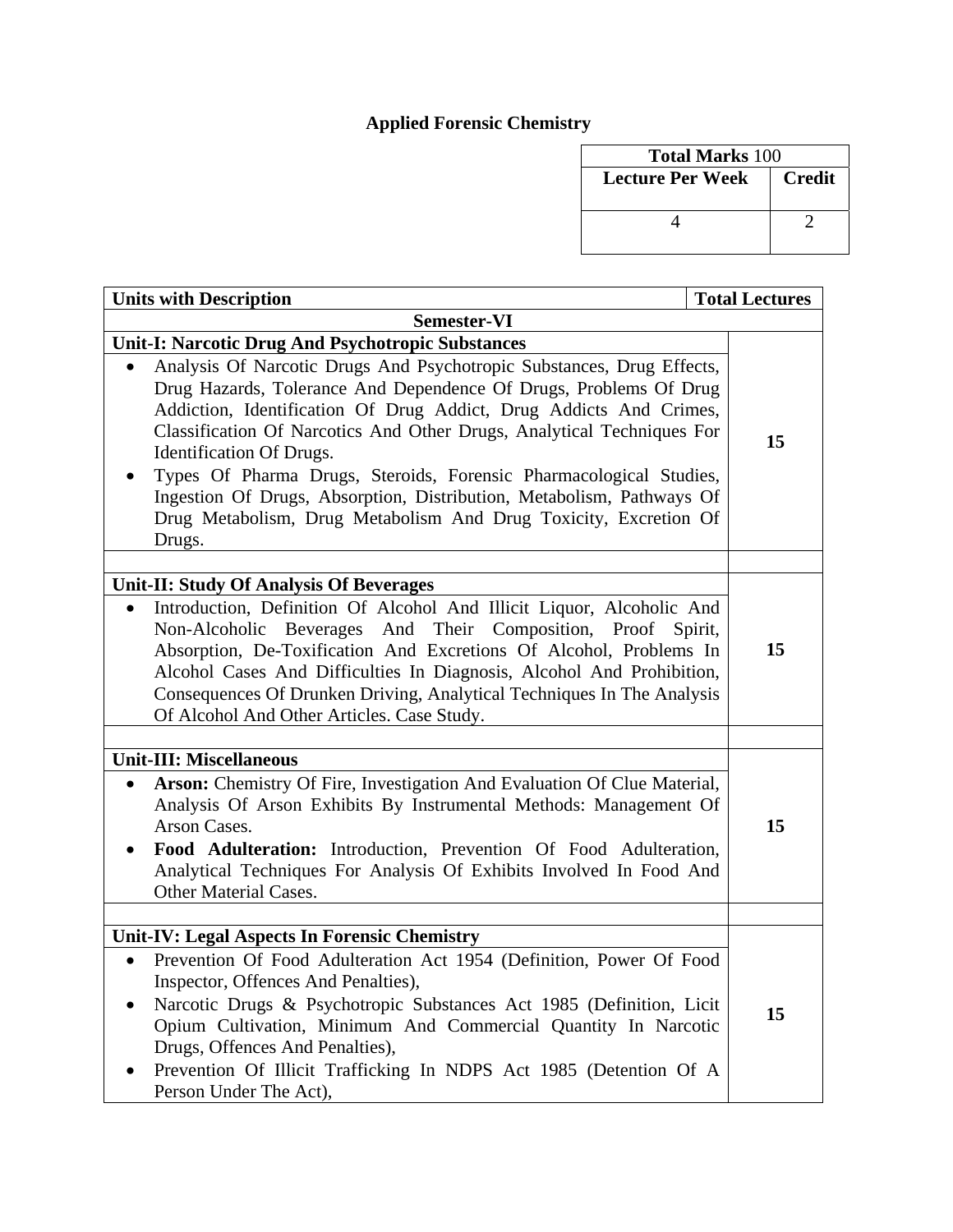# Applied Forensic Chemistry

| **Total Marks** 100 | |
|---|---|
| **Lecture Per Week** | **Credit** |
| 4 | 2 |

| Units with Description | Total Lectures |
|---|---|
| **Semester-VI** | |
| **Unit-I: Narcotic Drug And Psychotropic Substances** | |
| • Analysis Of Narcotic Drugs And Psychotropic Substances, Drug Effects, Drug Hazards, Tolerance And Dependence Of Drugs, Problems Of Drug Addiction, Identification Of Drug Addict, Drug Addicts And Crimes, Classification Of Narcotics And Other Drugs, Analytical Techniques For Identification Of Drugs.<br>• Types Of Pharma Drugs, Steroids, Forensic Pharmacological Studies, Ingestion Of Drugs, Absorption, Distribution, Metabolism, Pathways Of Drug Metabolism, Drug Metabolism And Drug Toxicity, Excretion Of Drugs. | **15** |
| | |
| **Unit-II: Study Of Analysis Of Beverages** | |
| • Introduction, Definition Of Alcohol And Illicit Liquor, Alcoholic And Non-Alcoholic Beverages And Their Composition, Proof Spirit, Absorption, De-Toxification And Excretions Of Alcohol, Problems In Alcohol Cases And Difficulties In Diagnosis, Alcohol And Prohibition, Consequences Of Drunken Driving, Analytical Techniques In The Analysis Of Alcohol And Other Articles. Case Study. | **15** |
| | |
| **Unit-III: Miscellaneous** | |
| • **Arson:** Chemistry Of Fire, Investigation And Evaluation Of Clue Material, Analysis Of Arson Exhibits By Instrumental Methods: Management Of Arson Cases.<br>• **Food Adulteration:** Introduction, Prevention Of Food Adulteration, Analytical Techniques For Analysis Of Exhibits Involved In Food And Other Material Cases. | **15** |
| | |
| **Unit-IV: Legal Aspects In Forensic Chemistry** | |
| • Prevention Of Food Adulteration Act 1954 (Definition, Power Of Food Inspector, Offences And Penalties),<br>• Narcotic Drugs & Psychotropic Substances Act 1985 (Definition, Licit Opium Cultivation, Minimum And Commercial Quantity In Narcotic Drugs, Offences And Penalties),<br>• Prevention Of Illicit Trafficking In NDPS Act 1985 (Detention Of A Person Under The Act), | **15** |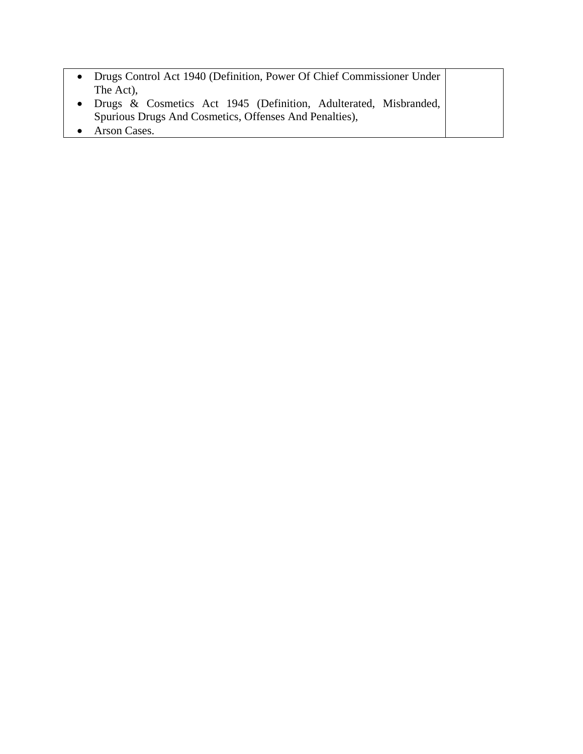| | |
|---|---|
| • Drugs Control Act 1940 (Definition, Power Of Chief Commissioner Under The Act),<br>• Drugs & Cosmetics Act 1945 (Definition, Adulterated, Misbranded, Spurious Drugs And Cosmetics, Offenses And Penalties),<br>• Arson Cases. | |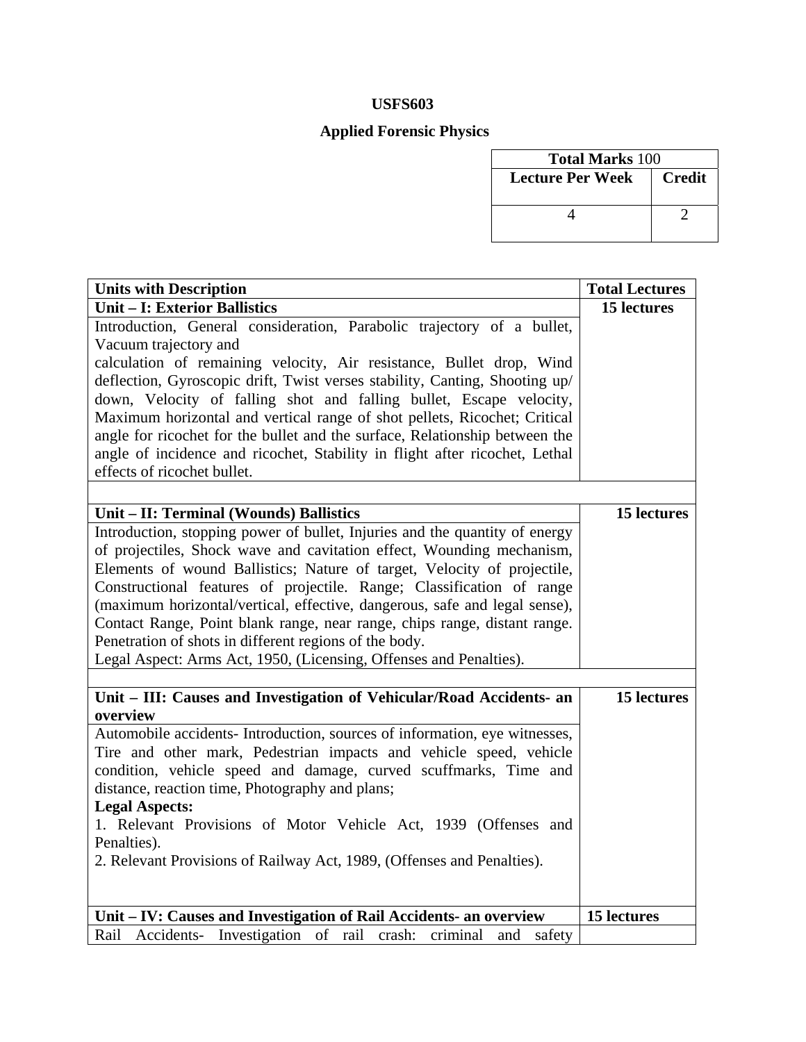**USFS603**

**Applied Forensic Physics**

| **Total Marks** 100 | |
|---|---|
| **Lecture Per Week** | **Credit** |
| 4 | 2 |

| **Units with Description** | **Total Lectures** |
|---|---|
| **Unit – I: Exterior Ballistics** | **15 lectures** |
| Introduction, General consideration, Parabolic trajectory of a bullet, Vacuum trajectory and calculation of remaining velocity, Air resistance, Bullet drop, Wind deflection, Gyroscopic drift, Twist verses stability, Canting, Shooting up/ down, Velocity of falling shot and falling bullet, Escape velocity, Maximum horizontal and vertical range of shot pellets, Ricochet; Critical angle for ricochet for the bullet and the surface, Relationship between the angle of incidence and ricochet, Stability in flight after ricochet, Lethal effects of ricochet bullet. | |
| | |
| **Unit – II: Terminal (Wounds) Ballistics** | **15 lectures** |
| Introduction, stopping power of bullet, Injuries and the quantity of energy of projectiles, Shock wave and cavitation effect, Wounding mechanism, Elements of wound Ballistics; Nature of target, Velocity of projectile, Constructional features of projectile. Range; Classification of range (maximum horizontal/vertical, effective, dangerous, safe and legal sense), Contact Range, Point blank range, near range, chips range, distant range. Penetration of shots in different regions of the body.<br>Legal Aspect: Arms Act, 1950, (Licensing, Offenses and Penalties). | |
| | |
| **Unit – III: Causes and Investigation of Vehicular/Road Accidents- an overview** | **15 lectures** |
| Automobile accidents- Introduction, sources of information, eye witnesses, Tire and other mark, Pedestrian impacts and vehicle speed, vehicle condition, vehicle speed and damage, curved scuffmarks, Time and distance, reaction time, Photography and plans;<br>**Legal Aspects:**<br>1. Relevant Provisions of Motor Vehicle Act, 1939 (Offenses and Penalties).<br>2. Relevant Provisions of Railway Act, 1989, (Offenses and Penalties). | |
| **Unit – IV: Causes and Investigation of Rail Accidents- an overview** | **15 lectures** |
| Rail Accidents- Investigation of rail crash: criminal and safety | |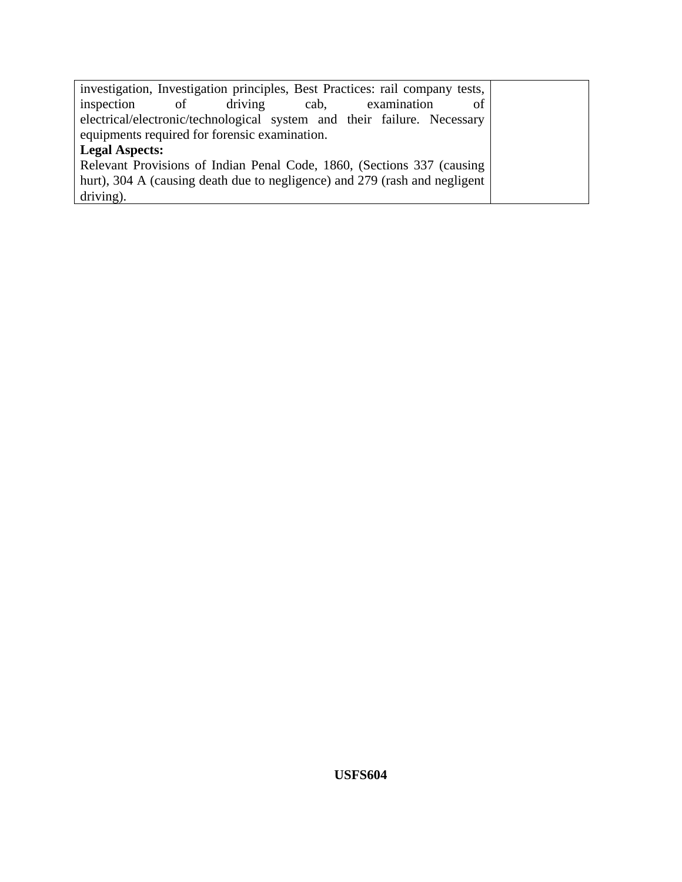| | |
|---|---|
| investigation, Investigation principles, Best Practices: rail company tests, inspection of driving cab, examination of electrical/electronic/technological system and their failure. Necessary equipments required for forensic examination.<br>**Legal Aspects:**<br>Relevant Provisions of Indian Penal Code, 1860, (Sections 337 (causing hurt), 304 A (causing death due to negligence) and 279 (rash and negligent driving). | |

**USFS604**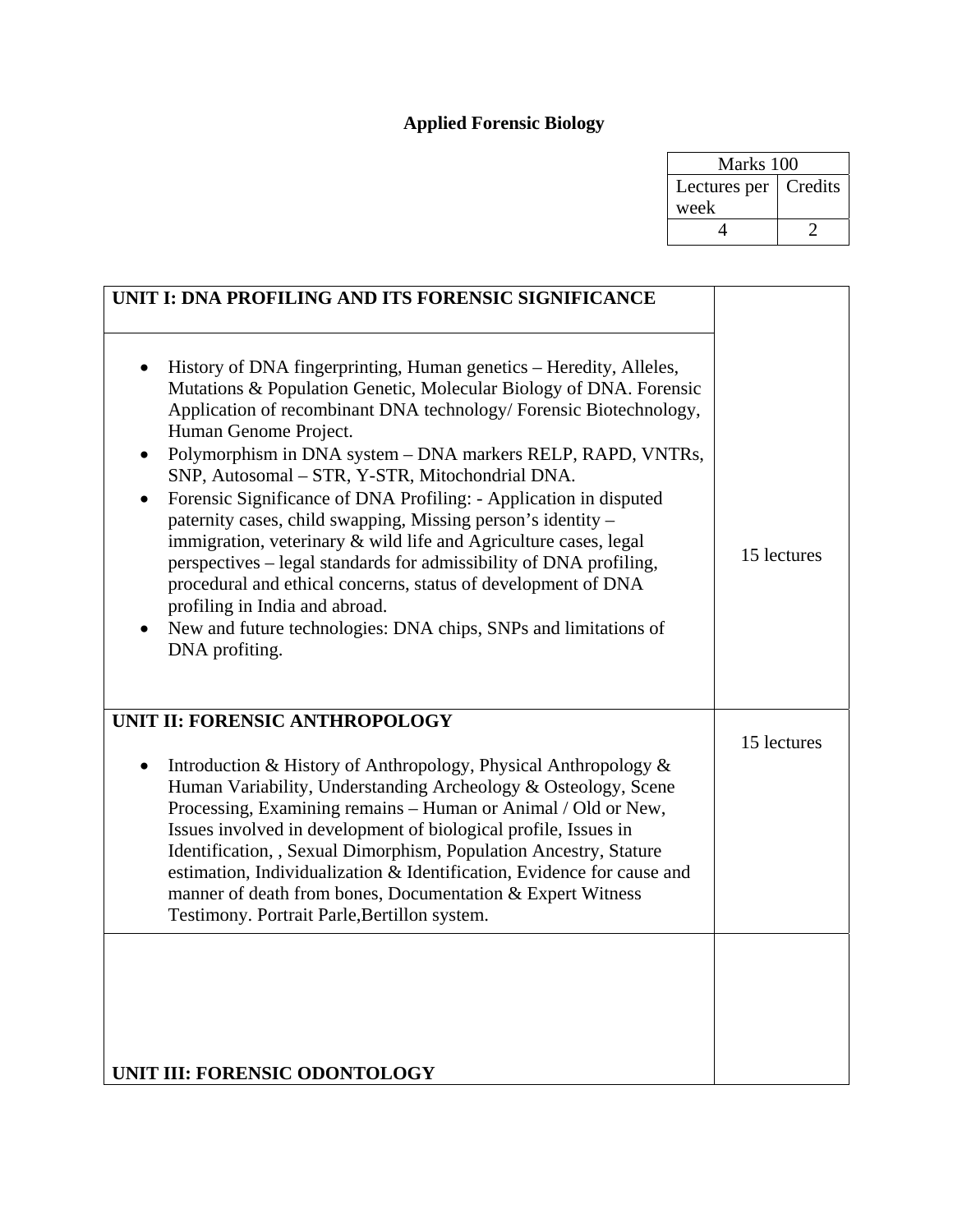# Applied Forensic Biology

| Marks 100 | |
|---|---|
| Lectures per week | Credits |
| 4 | 2 |

| **UNIT I: DNA PROFILING AND ITS FORENSIC SIGNIFICANCE** | |
|---|---|
| • History of DNA fingerprinting, Human genetics – Heredity, Alleles, Mutations & Population Genetic, Molecular Biology of DNA. Forensic Application of recombinant DNA technology/ Forensic Biotechnology, Human Genome Project.<br>• Polymorphism in DNA system – DNA markers RELP, RAPD, VNTRs, SNP, Autosomal – STR, Y-STR, Mitochondrial DNA.<br>• Forensic Significance of DNA Profiling: - Application in disputed paternity cases, child swapping, Missing person's identity – immigration, veterinary & wild life and Agriculture cases, legal perspectives – legal standards for admissibility of DNA profiling, procedural and ethical concerns, status of development of DNA profiling in India and abroad.<br>• New and future technologies: DNA chips, SNPs and limitations of DNA profiting. | 15 lectures |
| **UNIT II: FORENSIC ANTHROPOLOGY**<br>• Introduction & History of Anthropology, Physical Anthropology & Human Variability, Understanding Archeology & Osteology, Scene Processing, Examining remains – Human or Animal / Old or New, Issues involved in development of biological profile, Issues in Identification, , Sexual Dimorphism, Population Ancestry, Stature estimation, Individualization & Identification, Evidence for cause and manner of death from bones, Documentation & Expert Witness Testimony. Portrait Parle,Bertillon system. | 15 lectures |
| **UNIT III: FORENSIC ODONTOLOGY** | |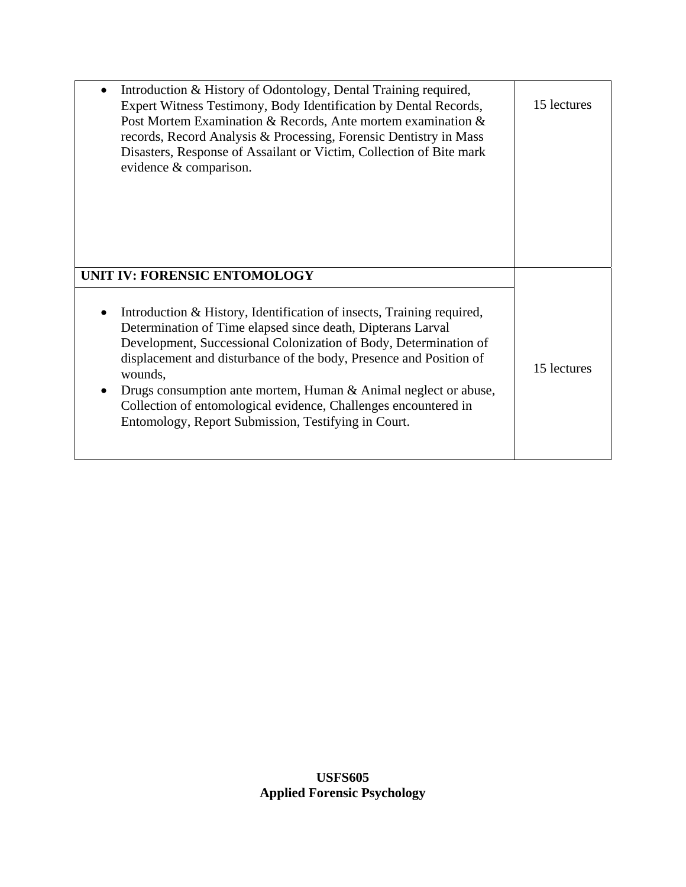| | |
|---|---|
| • Introduction & History of Odontology, Dental Training required, Expert Witness Testimony, Body Identification by Dental Records, Post Mortem Examination & Records, Ante mortem examination & records, Record Analysis & Processing, Forensic Dentistry in Mass Disasters, Response of Assailant or Victim, Collection of Bite mark evidence & comparison. | 15 lectures |
| **UNIT IV: FORENSIC ENTOMOLOGY** | |
| • Introduction & History, Identification of insects, Training required, Determination of Time elapsed since death, Dipterans Larval Development, Successional Colonization of Body, Determination of displacement and disturbance of the body, Presence and Position of wounds,<br>• Drugs consumption ante mortem, Human & Animal neglect or abuse, Collection of entomological evidence, Challenges encountered in Entomology, Report Submission, Testifying in Court. | 15 lectures |

**USFS605**
**Applied Forensic Psychology**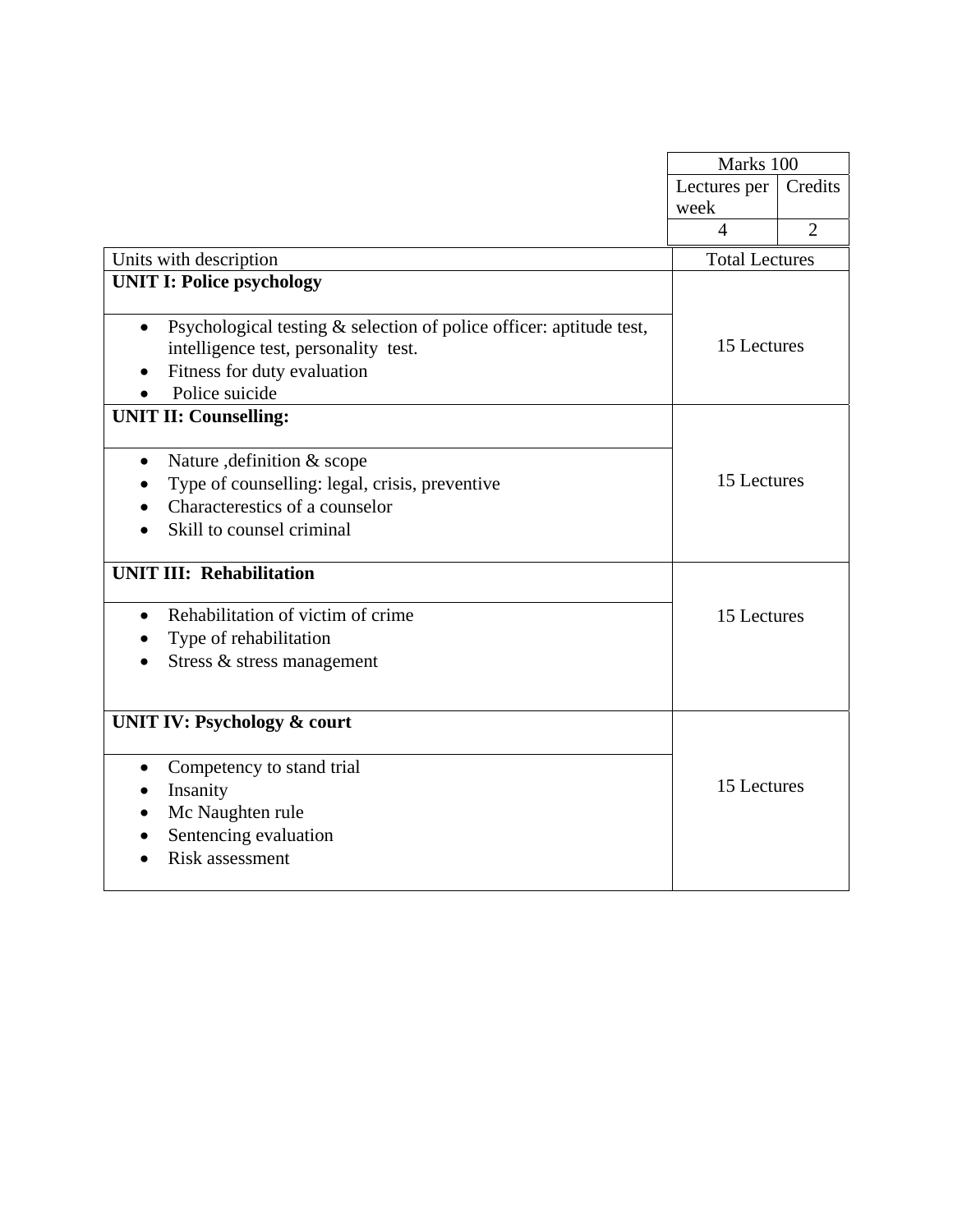| Marks 100 | |
|---|---|
| Lectures per week | Credits |
| 4 | 2 |

| Units with description | Total Lectures |
|---|---|
| **UNIT I: Police psychology** | |
| • Psychological testing & selection of police officer: aptitude test, intelligence test, personality test.<br>• Fitness for duty evaluation<br>• Police suicide | 15 Lectures |
| **UNIT II: Counselling:** | |
| • Nature ,definition & scope<br>• Type of counselling: legal, crisis, preventive<br>• Characterestics of a counselor<br>• Skill to counsel criminal | 15 Lectures |
| **UNIT III: Rehabilitation** | |
| • Rehabilitation of victim of crime<br>• Type of rehabilitation<br>• Stress & stress management | 15 Lectures |
| **UNIT IV: Psychology & court** | |
| • Competency to stand trial<br>• Insanity<br>• Mc Naughten rule<br>• Sentencing evaluation<br>• Risk assessment | 15 Lectures |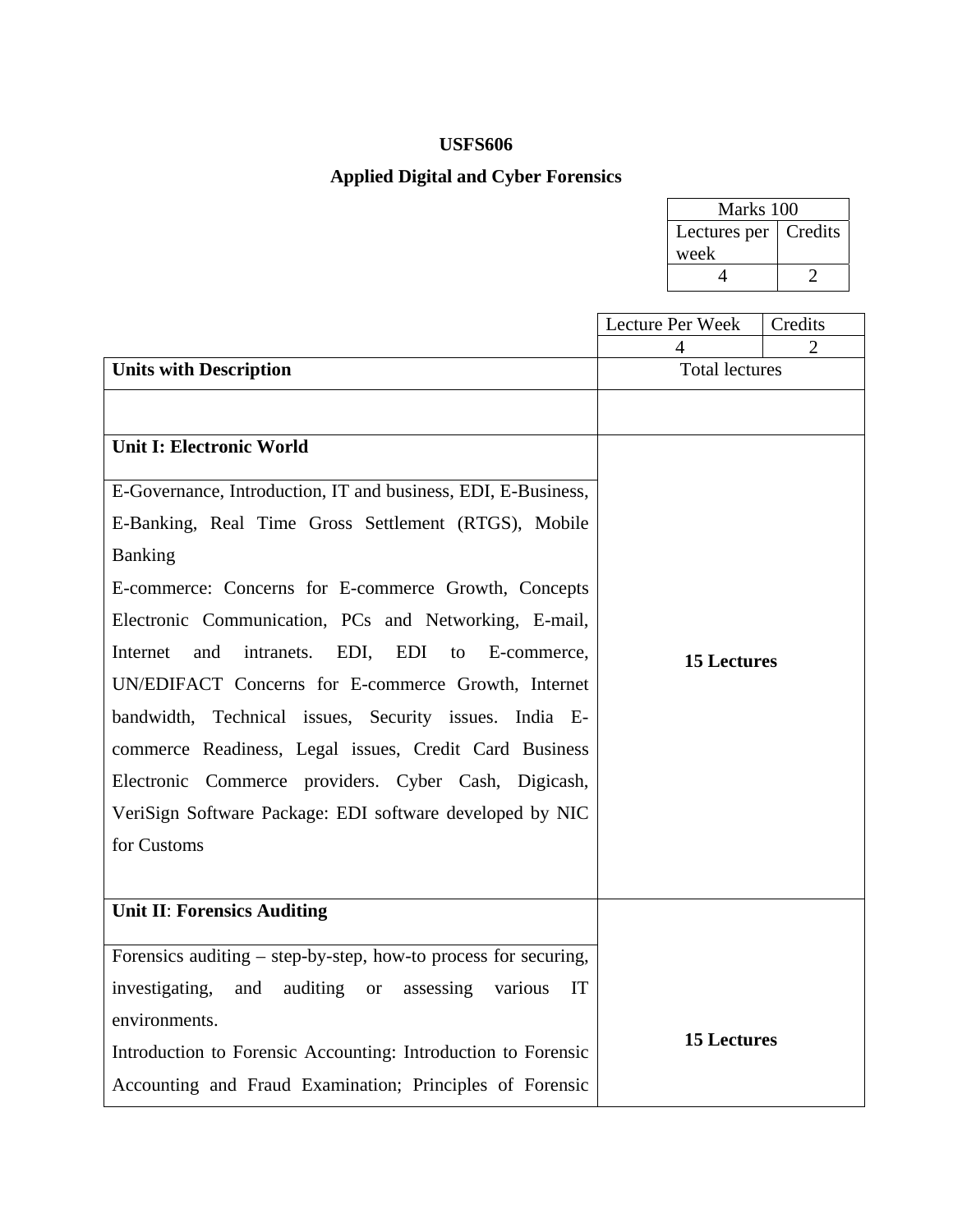**USFS606**

**Applied Digital and Cyber Forensics**

| Marks 100 | |
|---|---|
| Lectures per week | Credits |
| 4 | 2 |

| | Lecture Per Week | Credits |
|---|---|---|
| | 4 | 2 |
| **Units with Description** | Total lectures | |
| | | |
| **Unit I: Electronic World** | **15 Lectures** | |
| E-Governance, Introduction, IT and business, EDI, E-Business, E-Banking, Real Time Gross Settlement (RTGS), Mobile Banking<br>E-commerce: Concerns for E-commerce Growth, Concepts Electronic Communication, PCs and Networking, E-mail, Internet and intranets. EDI, EDI to E-commerce, UN/EDIFACT Concerns for E-commerce Growth, Internet bandwidth, Technical issues, Security issues. India E-commerce Readiness, Legal issues, Credit Card Business Electronic Commerce providers. Cyber Cash, Digicash, VeriSign Software Package: EDI software developed by NIC for Customs | | |
| **Unit II**: **Forensics Auditing** | **15 Lectures** | |
| Forensics auditing – step-by-step, how-to process for securing, investigating, and auditing or assessing various IT environments.<br>Introduction to Forensic Accounting: Introduction to Forensic Accounting and Fraud Examination; Principles of Forensic | | |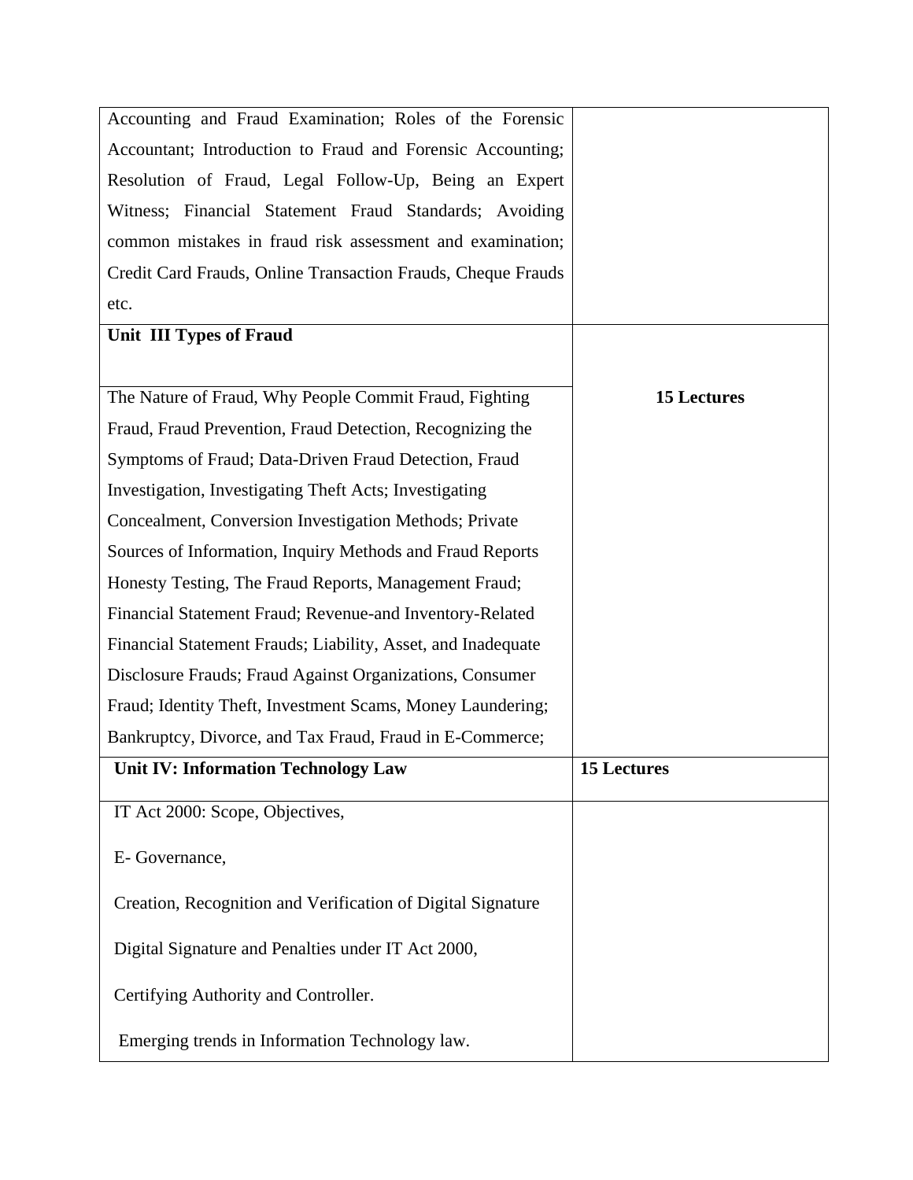| | |
|---|---|
| Accounting and Fraud Examination; Roles of the Forensic Accountant; Introduction to Fraud and Forensic Accounting; Resolution of Fraud, Legal Follow-Up, Being an Expert Witness; Financial Statement Fraud Standards; Avoiding common mistakes in fraud risk assessment and examination; Credit Card Frauds, Online Transaction Frauds, Cheque Frauds etc. | |
| **Unit III Types of Fraud** | **15 Lectures** |
| The Nature of Fraud, Why People Commit Fraud, Fighting Fraud, Fraud Prevention, Fraud Detection, Recognizing the Symptoms of Fraud; Data-Driven Fraud Detection, Fraud Investigation, Investigating Theft Acts; Investigating Concealment, Conversion Investigation Methods; Private Sources of Information, Inquiry Methods and Fraud Reports Honesty Testing, The Fraud Reports, Management Fraud; Financial Statement Fraud; Revenue-and Inventory-Related Financial Statement Frauds; Liability, Asset, and Inadequate Disclosure Frauds; Fraud Against Organizations, Consumer Fraud; Identity Theft, Investment Scams, Money Laundering; Bankruptcy, Divorce, and Tax Fraud, Fraud in E-Commerce; | |
| **Unit IV: Information Technology Law** | **15 Lectures** |
| IT Act 2000: Scope, Objectives,<br><br>E- Governance,<br><br>Creation, Recognition and Verification of Digital Signature<br><br>Digital Signature and Penalties under IT Act 2000,<br><br>Certifying Authority and Controller.<br><br>Emerging trends in Information Technology law. | |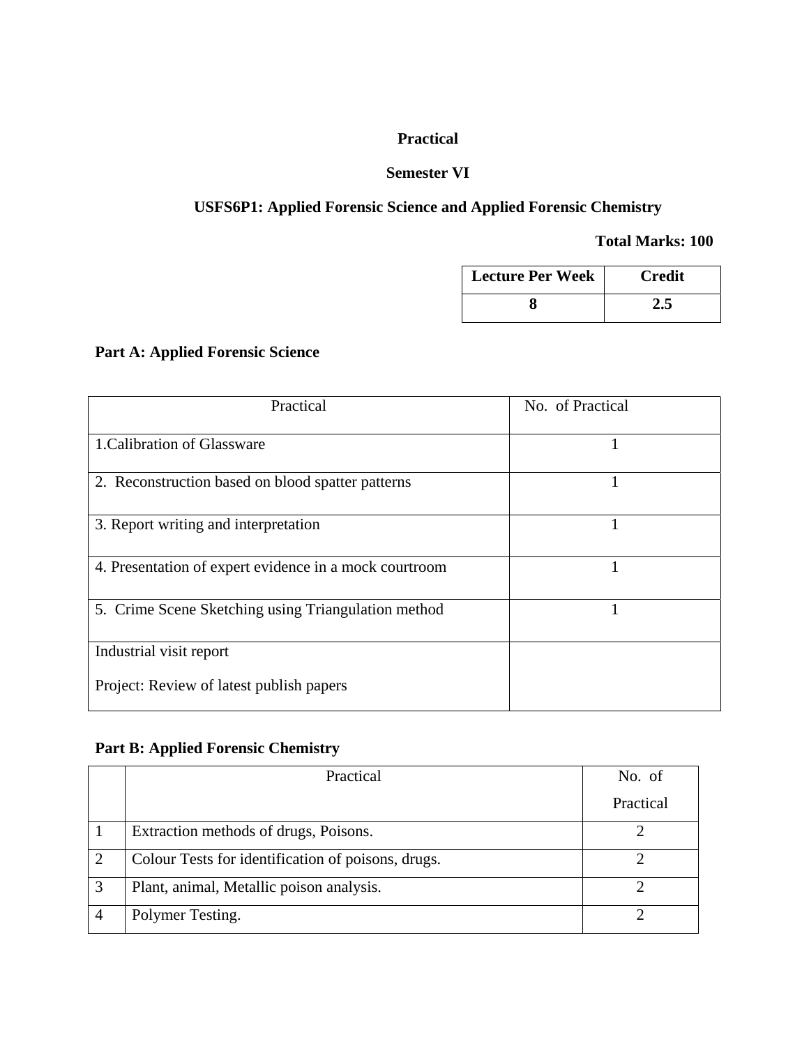**Practical**

**Semester VI**

**USFS6P1: Applied Forensic Science and Applied Forensic Chemistry**

**Total Marks: 100**

| Lecture Per Week | Credit |
|---|---|
| 8 | 2.5 |

**Part A: Applied Forensic Science**

| Practical | No. of Practical |
|---|---|
| 1.Calibration of Glassware | 1 |
| 2. Reconstruction based on blood spatter patterns | 1 |
| 3. Report writing and interpretation | 1 |
| 4. Presentation of expert evidence in a mock courtroom | 1 |
| 5. Crime Scene Sketching using Triangulation method | 1 |
| Industrial visit report<br><br>Project: Review of latest publish papers | |

**Part B: Applied Forensic Chemistry**

| | Practical | No. of Practical |
|---|---|---|
| 1 | Extraction methods of drugs, Poisons. | 2 |
| 2 | Colour Tests for identification of poisons, drugs. | 2 |
| 3 | Plant, animal, Metallic poison analysis. | 2 |
| 4 | Polymer Testing. | 2 |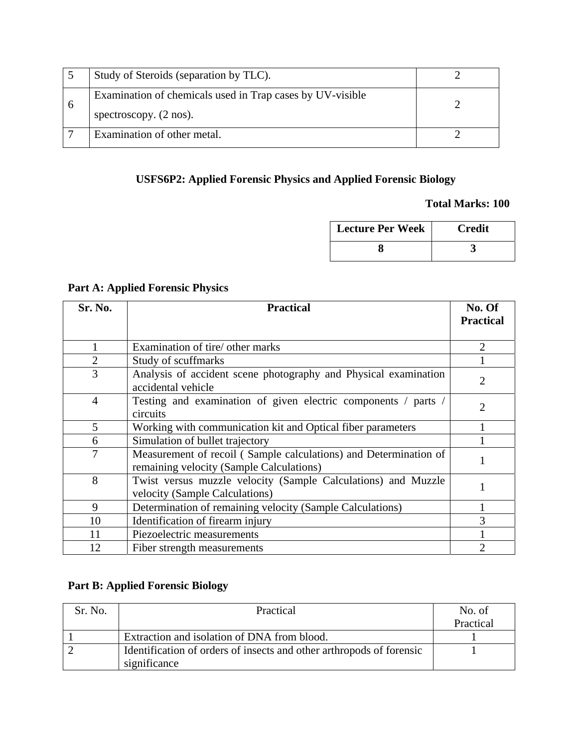| | | |
|---|---|---|
| 5 | Study of Steroids (separation by TLC). | 2 |
| 6 | Examination of chemicals used in Trap cases by UV-visible spectroscopy. (2 nos). | 2 |
| 7 | Examination of other metal. | 2 |

### USFS6P2: Applied Forensic Physics and Applied Forensic Biology

**Total Marks: 100**

| Lecture Per Week | Credit |
|---|---|
| **8** | **3** |

**Part A: Applied Forensic Physics**

| Sr. No. | Practical | No. Of Practical |
|---|---|---|
| 1 | Examination of tire/ other marks | 2 |
| 2 | Study of scuffmarks | 1 |
| 3 | Analysis of accident scene photography and Physical examination accidental vehicle | 2 |
| 4 | Testing and examination of given electric components / parts / circuits | 2 |
| 5 | Working with communication kit and Optical fiber parameters | 1 |
| 6 | Simulation of bullet trajectory | 1 |
| 7 | Measurement of recoil ( Sample calculations) and Determination of remaining velocity (Sample Calculations) | 1 |
| 8 | Twist versus muzzle velocity (Sample Calculations) and Muzzle velocity (Sample Calculations) | 1 |
| 9 | Determination of remaining velocity (Sample Calculations) | 1 |
| 10 | Identification of firearm injury | 3 |
| 11 | Piezoelectric measurements | 1 |
| 12 | Fiber strength measurements | 2 |

**Part B: Applied Forensic Biology**

| Sr. No. | Practical | No. of Practical |
|---|---|---|
| 1 | Extraction and isolation of DNA from blood. | 1 |
| 2 | Identification of orders of insects and other arthropods of forensic significance | 1 |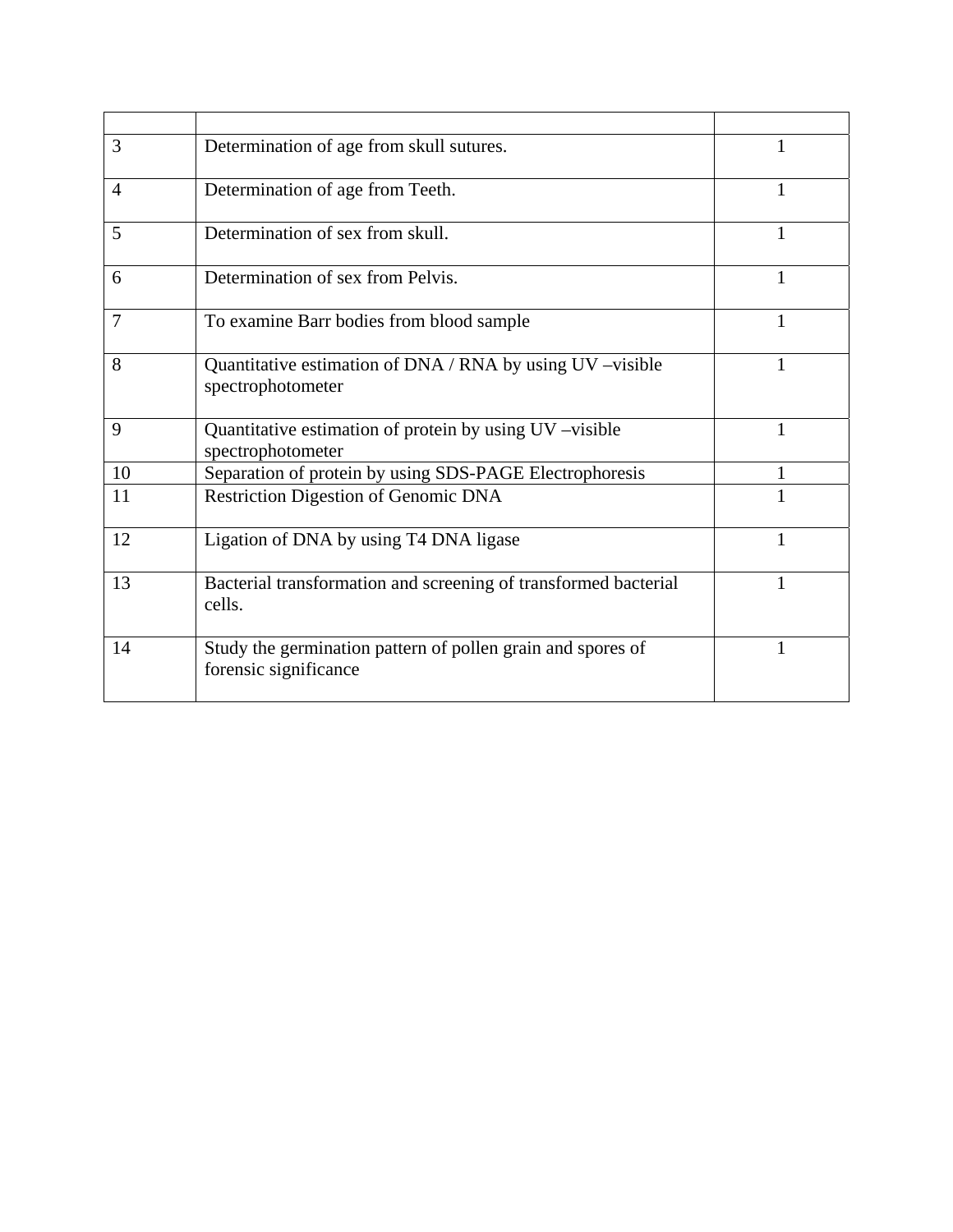| | | |
|---|---|---|
| 3 | Determination of age from skull sutures. | 1 |
| 4 | Determination of age from Teeth. | 1 |
| 5 | Determination of sex from skull. | 1 |
| 6 | Determination of sex from Pelvis. | 1 |
| 7 | To examine Barr bodies from blood sample | 1 |
| 8 | Quantitative estimation of DNA / RNA by using UV –visible spectrophotometer | 1 |
| 9 | Quantitative estimation of protein by using UV –visible spectrophotometer | 1 |
| 10 | Separation of protein by using SDS-PAGE Electrophoresis | 1 |
| 11 | Restriction Digestion of Genomic DNA | 1 |
| 12 | Ligation of DNA by using T4 DNA ligase | 1 |
| 13 | Bacterial transformation and screening of transformed bacterial cells. | 1 |
| 14 | Study the germination pattern of pollen grain and spores of forensic significance | 1 |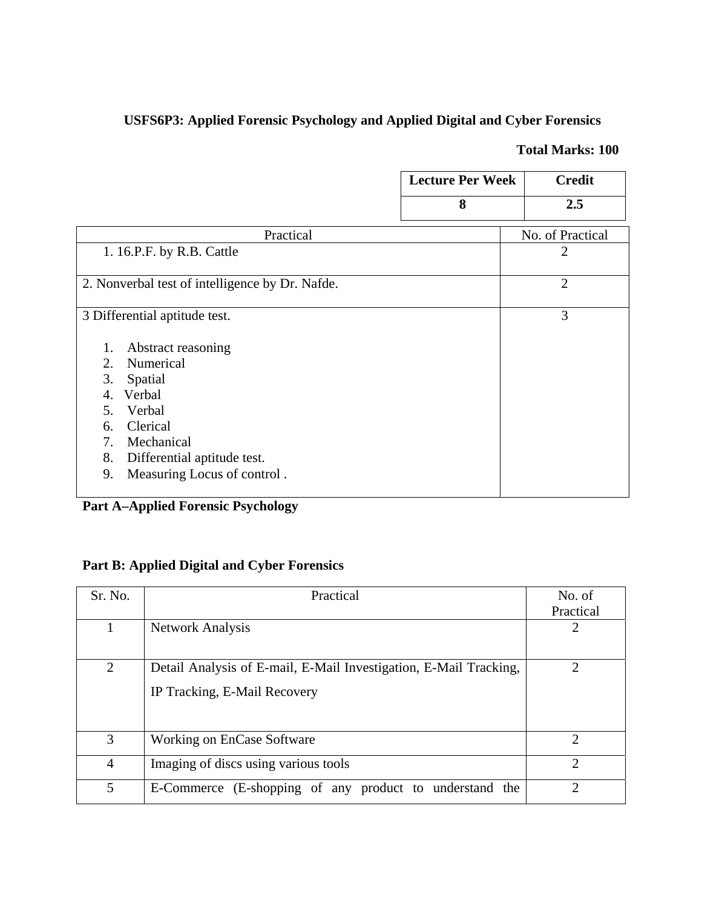**USFS6P3: Applied Forensic Psychology and Applied Digital and Cyber Forensics**

**Total Marks: 100**

| Lecture Per Week | Credit |
|---|---|
| 8 | 2.5 |

| Practical | No. of Practical |
|---|---|
| 1. 16.P.F. by R.B. Cattle | 2 |
| 2. Nonverbal test of intelligence by Dr. Nafde. | 2 |
| 3 Differential aptitude test.<br><br>1. Abstract reasoning<br>2. Numerical<br>3. Spatial<br>4. Verbal<br>5. Verbal<br>6. Clerical<br>7. Mechanical<br>8. Differential aptitude test.<br>9. Measuring Locus of control . | 3 |

**Part A–Applied Forensic Psychology**

**Part B: Applied Digital and Cyber Forensics**

| Sr. No. | Practical | No. of Practical |
|---|---|---|
| 1 | Network Analysis | 2 |
| 2 | Detail Analysis of E-mail, E-Mail Investigation, E-Mail Tracking, IP Tracking, E-Mail Recovery | 2 |
| 3 | Working on EnCase Software | 2 |
| 4 | Imaging of discs using various tools | 2 |
| 5 | E-Commerce (E-shopping of any product to understand the | 2 |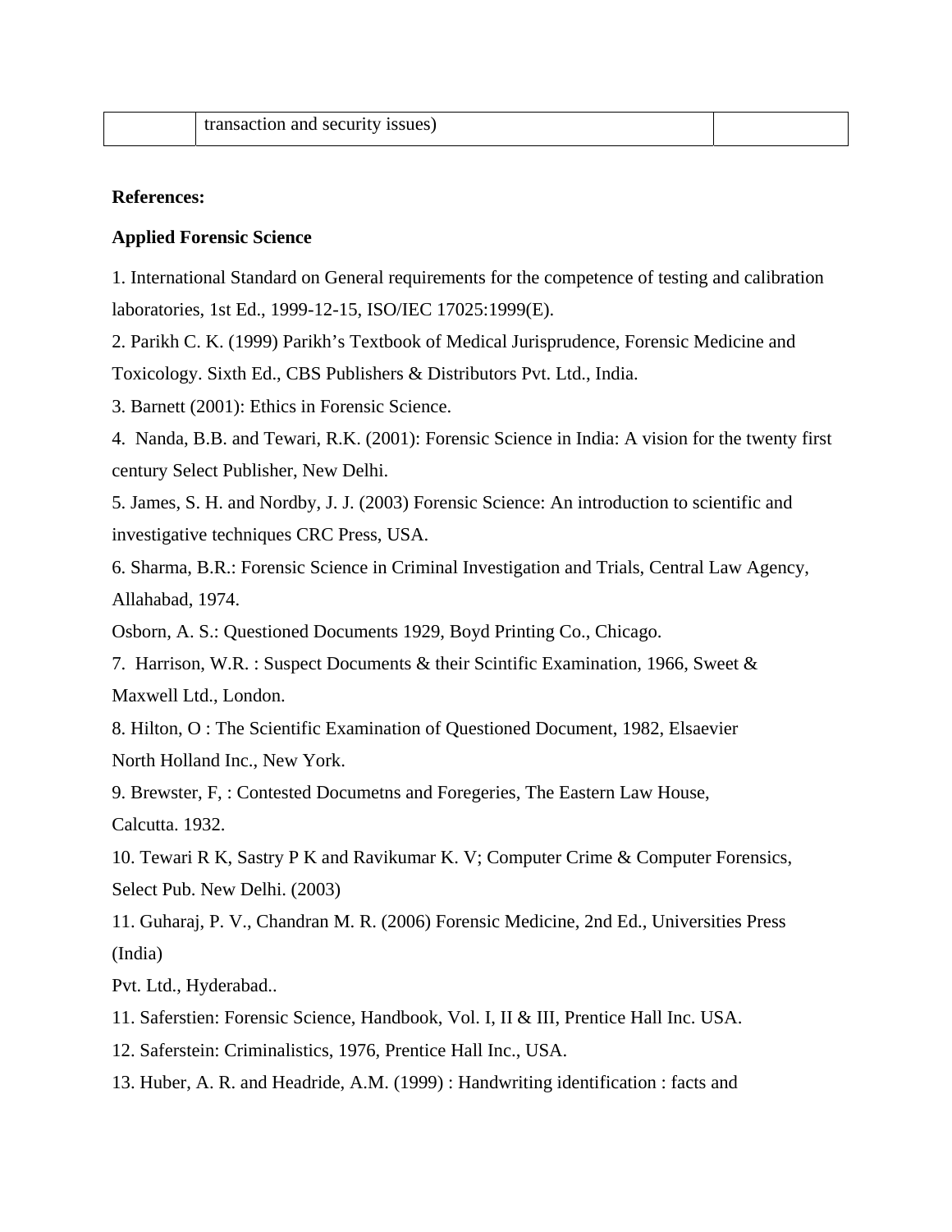| | transaction and security issues) | |
|---|---|---|

**References:**

**Applied Forensic Science**

1. International Standard on General requirements for the competence of testing and calibration laboratories, 1st Ed., 1999-12-15, ISO/IEC 17025:1999(E).
2. Parikh C. K. (1999) Parikh's Textbook of Medical Jurisprudence, Forensic Medicine and Toxicology. Sixth Ed., CBS Publishers & Distributors Pvt. Ltd., India.
3. Barnett (2001): Ethics in Forensic Science.
4. Nanda, B.B. and Tewari, R.K. (2001): Forensic Science in India: A vision for the twenty first century Select Publisher, New Delhi.
5. James, S. H. and Nordby, J. J. (2003) Forensic Science: An introduction to scientific and investigative techniques CRC Press, USA.
6. Sharma, B.R.: Forensic Science in Criminal Investigation and Trials, Central Law Agency, Allahabad, 1974.

Osborn, A. S.: Questioned Documents 1929, Boyd Printing Co., Chicago.

7. Harrison, W.R. : Suspect Documents & their Scintific Examination, 1966, Sweet & Maxwell Ltd., London.
8. Hilton, O : The Scientific Examination of Questioned Document, 1982, Elsaevier North Holland Inc., New York.
9. Brewster, F, : Contested Documetns and Foregeries, The Eastern Law House, Calcutta. 1932.
10. Tewari R K, Sastry P K and Ravikumar K. V; Computer Crime & Computer Forensics, Select Pub. New Delhi. (2003)
11. Guharaj, P. V., Chandran M. R. (2006) Forensic Medicine, 2nd Ed., Universities Press (India) Pvt. Ltd., Hyderabad..
11. Saferstien: Forensic Science, Handbook, Vol. I, II & III, Prentice Hall Inc. USA.
12. Saferstein: Criminalistics, 1976, Prentice Hall Inc., USA.
13. Huber, A. R. and Headride, A.M. (1999) : Handwriting identification : facts and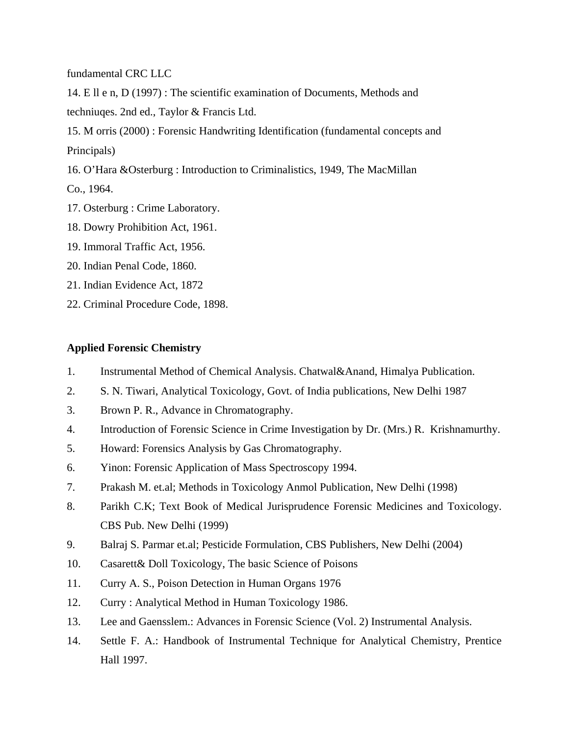fundamental CRC LLC

14. E ll e n, D (1997) : The scientific examination of Documents, Methods and techniuqes. 2nd ed., Taylor & Francis Ltd.

15. M orris (2000) : Forensic Handwriting Identification (fundamental concepts and Principals)

16. O'Hara &Osterburg : Introduction to Criminalistics, 1949, The MacMillan Co., 1964.

17. Osterburg : Crime Laboratory.

18. Dowry Prohibition Act, 1961.

19. Immoral Traffic Act, 1956.

20. Indian Penal Code, 1860.

21. Indian Evidence Act, 1872

22. Criminal Procedure Code, 1898.

**Applied Forensic Chemistry**

1. Instrumental Method of Chemical Analysis. Chatwal&Anand, Himalya Publication.
2. S. N. Tiwari, Analytical Toxicology, Govt. of India publications, New Delhi 1987
3. Brown P. R., Advance in Chromatography.
4. Introduction of Forensic Science in Crime Investigation by Dr. (Mrs.) R. Krishnamurthy.
5. Howard: Forensics Analysis by Gas Chromatography.
6. Yinon: Forensic Application of Mass Spectroscopy 1994.
7. Prakash M. et.al; Methods in Toxicology Anmol Publication, New Delhi (1998)
8. Parikh C.K; Text Book of Medical Jurisprudence Forensic Medicines and Toxicology. CBS Pub. New Delhi (1999)
9. Balraj S. Parmar et.al; Pesticide Formulation, CBS Publishers, New Delhi (2004)
10. Casarett& Doll Toxicology, The basic Science of Poisons
11. Curry A. S., Poison Detection in Human Organs 1976
12. Curry : Analytical Method in Human Toxicology 1986.
13. Lee and Gaensslem.: Advances in Forensic Science (Vol. 2) Instrumental Analysis.
14. Settle F. A.: Handbook of Instrumental Technique for Analytical Chemistry, Prentice Hall 1997.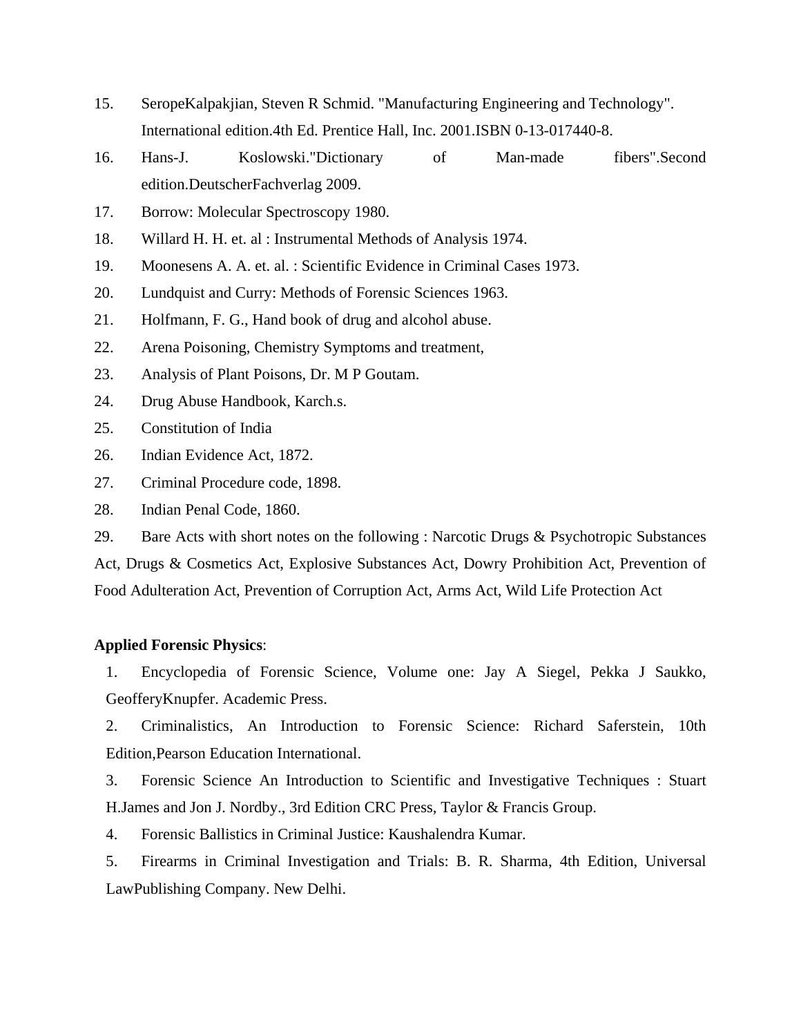15. SeropeKalpakjian, Steven R Schmid. "Manufacturing Engineering and Technology". International edition.4th Ed. Prentice Hall, Inc. 2001.ISBN 0-13-017440-8.
16. Hans-J. Koslowski."Dictionary of Man-made fibers".Second edition.DeutscherFachverlag 2009.
17. Borrow: Molecular Spectroscopy 1980.
18. Willard H. H. et. al : Instrumental Methods of Analysis 1974.
19. Moonesens A. A. et. al. : Scientific Evidence in Criminal Cases 1973.
20. Lundquist and Curry: Methods of Forensic Sciences 1963.
21. Holfmann, F. G., Hand book of drug and alcohol abuse.
22. Arena Poisoning, Chemistry Symptoms and treatment,
23. Analysis of Plant Poisons, Dr. M P Goutam.
24. Drug Abuse Handbook, Karch.s.
25. Constitution of India
26. Indian Evidence Act, 1872.
27. Criminal Procedure code, 1898.
28. Indian Penal Code, 1860.
29. Bare Acts with short notes on the following : Narcotic Drugs & Psychotropic Substances Act, Drugs & Cosmetics Act, Explosive Substances Act, Dowry Prohibition Act, Prevention of Food Adulteration Act, Prevention of Corruption Act, Arms Act, Wild Life Protection Act

**Applied Forensic Physics**:

1. Encyclopedia of Forensic Science, Volume one: Jay A Siegel, Pekka J Saukko, GeofferyKnupfer. Academic Press.
2. Criminalistics, An Introduction to Forensic Science: Richard Saferstein, 10th Edition,Pearson Education International.
3. Forensic Science An Introduction to Scientific and Investigative Techniques : Stuart H.James and Jon J. Nordby., 3rd Edition CRC Press, Taylor & Francis Group.
4. Forensic Ballistics in Criminal Justice: Kaushalendra Kumar.
5. Firearms in Criminal Investigation and Trials: B. R. Sharma, 4th Edition, Universal LawPublishing Company. New Delhi.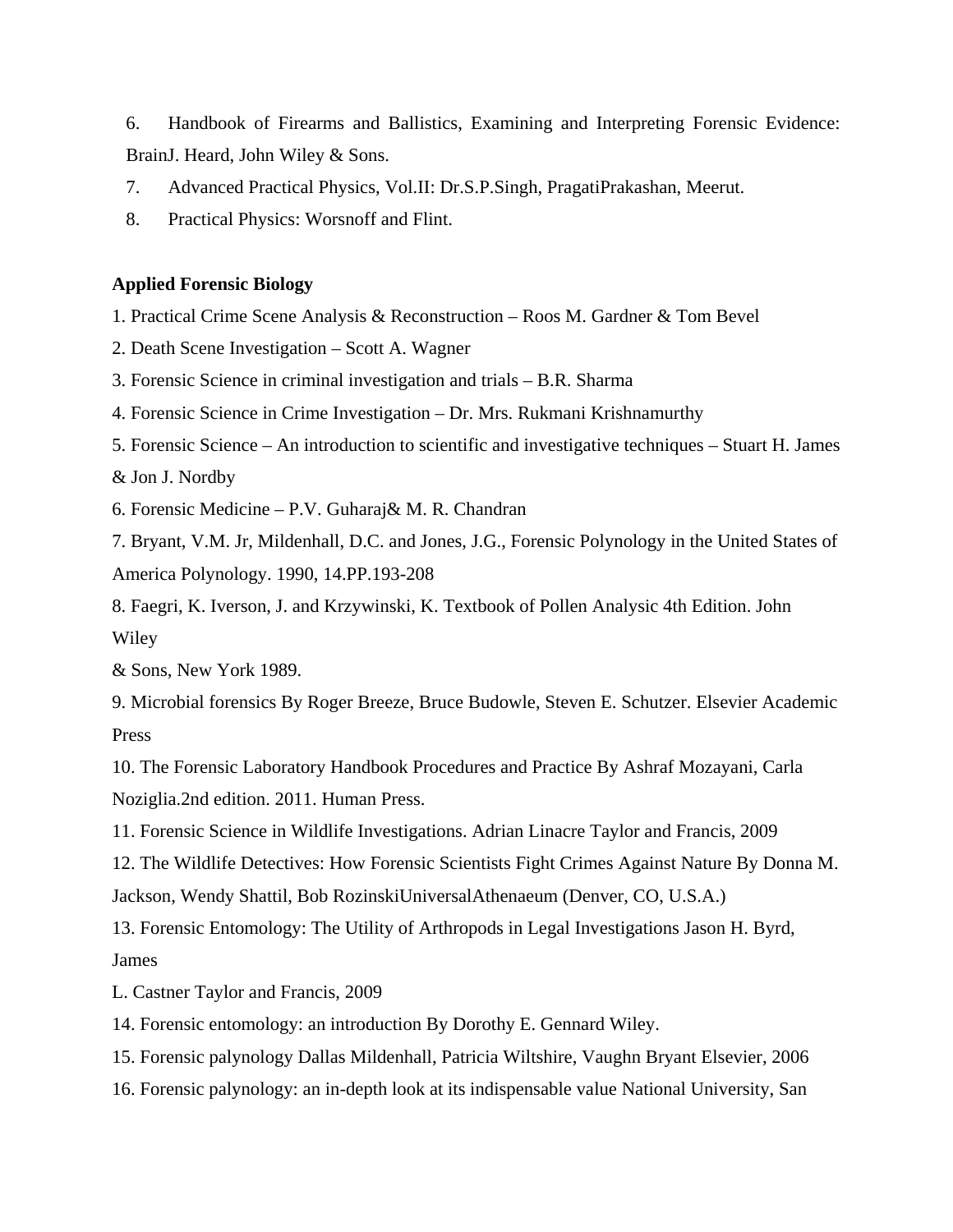6. Handbook of Firearms and Ballistics, Examining and Interpreting Forensic Evidence: BrainJ. Heard, John Wiley & Sons.
7. Advanced Practical Physics, Vol.II: Dr.S.P.Singh, PragatiPrakashan, Meerut.
8. Practical Physics: Worsnoff and Flint.

**Applied Forensic Biology**

1. Practical Crime Scene Analysis & Reconstruction – Roos M. Gardner & Tom Bevel
2. Death Scene Investigation – Scott A. Wagner
3. Forensic Science in criminal investigation and trials – B.R. Sharma
4. Forensic Science in Crime Investigation – Dr. Mrs. Rukmani Krishnamurthy
5. Forensic Science – An introduction to scientific and investigative techniques – Stuart H. James & Jon J. Nordby
6. Forensic Medicine – P.V. Guharaj& M. R. Chandran
7. Bryant, V.M. Jr, Mildenhall, D.C. and Jones, J.G., Forensic Polynology in the United States of America Polynology. 1990, 14.PP.193-208
8. Faegri, K. Iverson, J. and Krzywinski, K. Textbook of Pollen Analysic 4th Edition. John Wiley & Sons, New York 1989.
9. Microbial forensics By Roger Breeze, Bruce Budowle, Steven E. Schutzer. Elsevier Academic Press
10. The Forensic Laboratory Handbook Procedures and Practice By Ashraf Mozayani, Carla Noziglia.2nd edition. 2011. Human Press.
11. Forensic Science in Wildlife Investigations. Adrian Linacre Taylor and Francis, 2009
12. The Wildlife Detectives: How Forensic Scientists Fight Crimes Against Nature By Donna M. Jackson, Wendy Shattil, Bob RozinskiUniversalAthenaeum (Denver, CO, U.S.A.)
13. Forensic Entomology: The Utility of Arthropods in Legal Investigations Jason H. Byrd, James L. Castner Taylor and Francis, 2009
14. Forensic entomology: an introduction By Dorothy E. Gennard Wiley.
15. Forensic palynology Dallas Mildenhall, Patricia Wiltshire, Vaughn Bryant Elsevier, 2006
16. Forensic palynology: an in-depth look at its indispensable value National University, San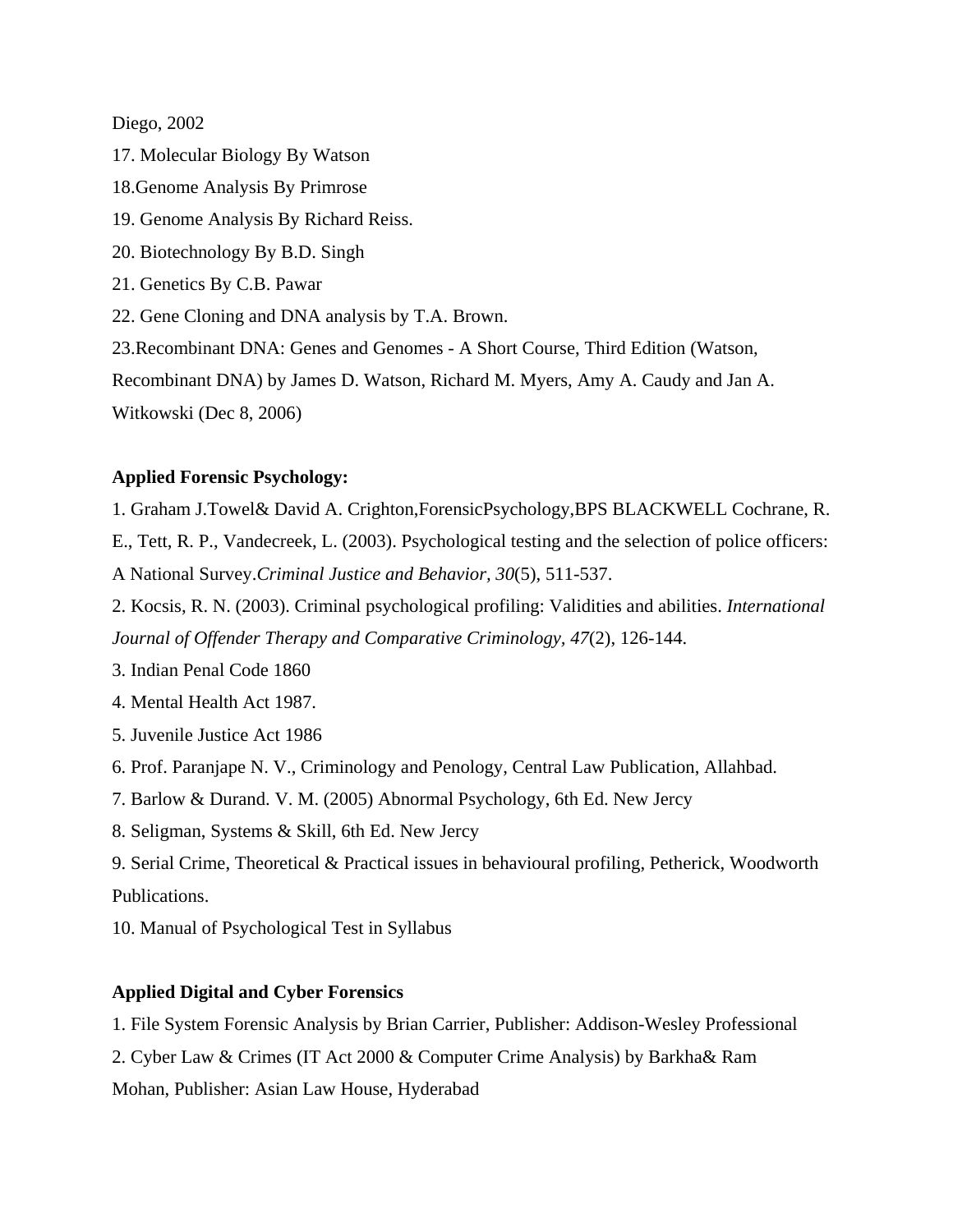Diego, 2002

17. Molecular Biology By Watson
18.Genome Analysis By Primrose
19. Genome Analysis By Richard Reiss.
20. Biotechnology By B.D. Singh
21. Genetics By C.B. Pawar
22. Gene Cloning and DNA analysis by T.A. Brown.
23.Recombinant DNA: Genes and Genomes - A Short Course, Third Edition (Watson, Recombinant DNA) by James D. Watson, Richard M. Myers, Amy A. Caudy and Jan A. Witkowski (Dec 8, 2006)

**Applied Forensic Psychology:**

1. Graham J.Towel& David A. Crighton,ForensicPsychology,BPS BLACKWELL Cochrane, R. E., Tett, R. P., Vandecreek, L. (2003). Psychological testing and the selection of police officers: A National Survey.*Criminal Justice and Behavior, 30*(5), 511-537.
2. Kocsis, R. N. (2003). Criminal psychological profiling: Validities and abilities. *International Journal of Offender Therapy and Comparative Criminology, 47*(2), 126-144.
3. Indian Penal Code 1860
4. Mental Health Act 1987.
5. Juvenile Justice Act 1986
6. Prof. Paranjape N. V., Criminology and Penology, Central Law Publication, Allahbad.
7. Barlow & Durand. V. M. (2005) Abnormal Psychology, 6th Ed. New Jercy
8. Seligman, Systems & Skill, 6th Ed. New Jercy
9. Serial Crime, Theoretical & Practical issues in behavioural profiling, Petherick, Woodworth Publications.
10. Manual of Psychological Test in Syllabus

**Applied Digital and Cyber Forensics**

1. File System Forensic Analysis by Brian Carrier, Publisher: Addison-Wesley Professional
2. Cyber Law & Crimes (IT Act 2000 & Computer Crime Analysis) by Barkha& Ram Mohan, Publisher: Asian Law House, Hyderabad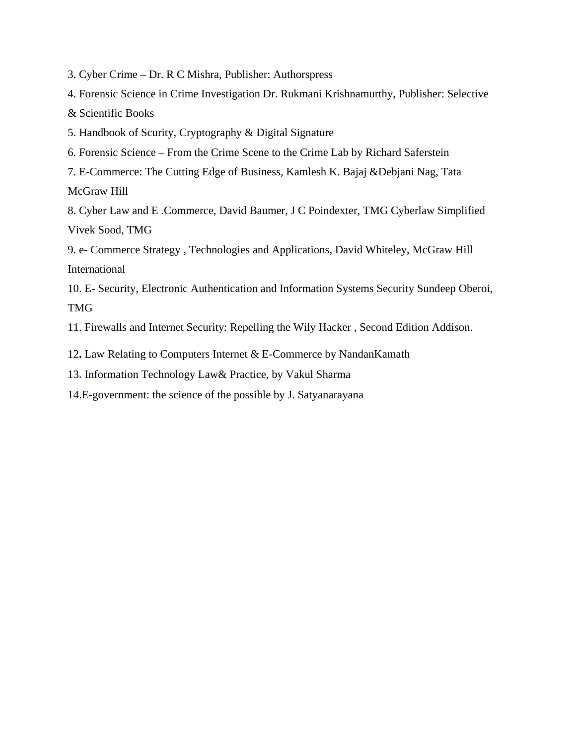3. Cyber Crime – Dr. R C Mishra, Publisher: Authorspress
4. Forensic Science in Crime Investigation Dr. Rukmani Krishnamurthy, Publisher: Selective & Scientific Books
5. Handbook of Scurity, Cryptography & Digital Signature
6. Forensic Science – From the Crime Scene to the Crime Lab by Richard Saferstein
7. E-Commerce: The Cutting Edge of Business, Kamlesh K. Bajaj &Debjani Nag, Tata McGraw Hill
8. Cyber Law and E .Commerce, David Baumer, J C Poindexter, TMG Cyberlaw Simplified Vivek Sood, TMG
9. e- Commerce Strategy , Technologies and Applications, David Whiteley, McGraw Hill International
10. E- Security, Electronic Authentication and Information Systems Security Sundeep Oberoi, TMG
11. Firewalls and Internet Security: Repelling the Wily Hacker , Second Edition Addison.
12. Law Relating to Computers Internet & E-Commerce by NandanKamath
13. Information Technology Law& Practice, by Vakul Sharma
14.E-government: the science of the possible by J. Satyanarayana